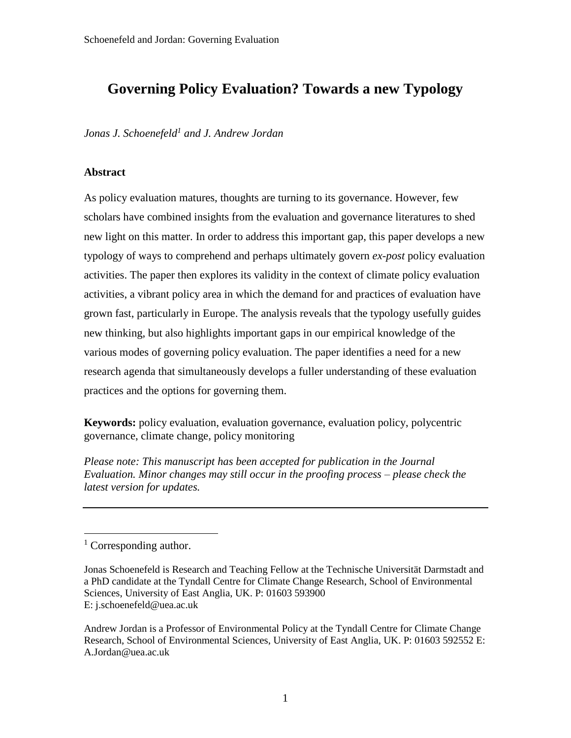# Governing Policy Evaluation? Towards a new Typology

*Jonas J. Schoenefeld[1] and J. Andrew Jordan*

**Abstract**

As policy evaluation matures, thoughts are turning to its governance. However, few scholars have combined insights from the evaluation and governance literatures to shed new light on this matter. In order to address this important gap, this paper develops a new typology of ways to comprehend and perhaps ultimately govern *ex-post* policy evaluation activities. The paper then explores its validity in the context of climate policy evaluation activities, a vibrant policy area in which the demand for and practices of evaluation have grown fast, particularly in Europe. The analysis reveals that the typology usefully guides new thinking, but also highlights important gaps in our empirical knowledge of the various modes of governing policy evaluation. The paper identifies a need for a new research agenda that simultaneously develops a fuller understanding of these evaluation practices and the options for governing them.

**Keywords:** policy evaluation, evaluation governance, evaluation policy, polycentric governance, climate change, policy monitoring

*Please note: This manuscript has been accepted for publication in the Journal Evaluation. Minor changes may still occur in the proofing process – please check the latest version for updates.*

---

[1] Corresponding author.

Jonas Schoenefeld is Research and Teaching Fellow at the Technische Universität Darmstadt and a PhD candidate at the Tyndall Centre for Climate Change Research, School of Environmental Sciences, University of East Anglia, UK. P: 01603 593900
E: j.schoenefeld@uea.ac.uk

Andrew Jordan is a Professor of Environmental Policy at the Tyndall Centre for Climate Change Research, School of Environmental Sciences, University of East Anglia, UK. P: 01603 592552 E: A.Jordan@uea.ac.uk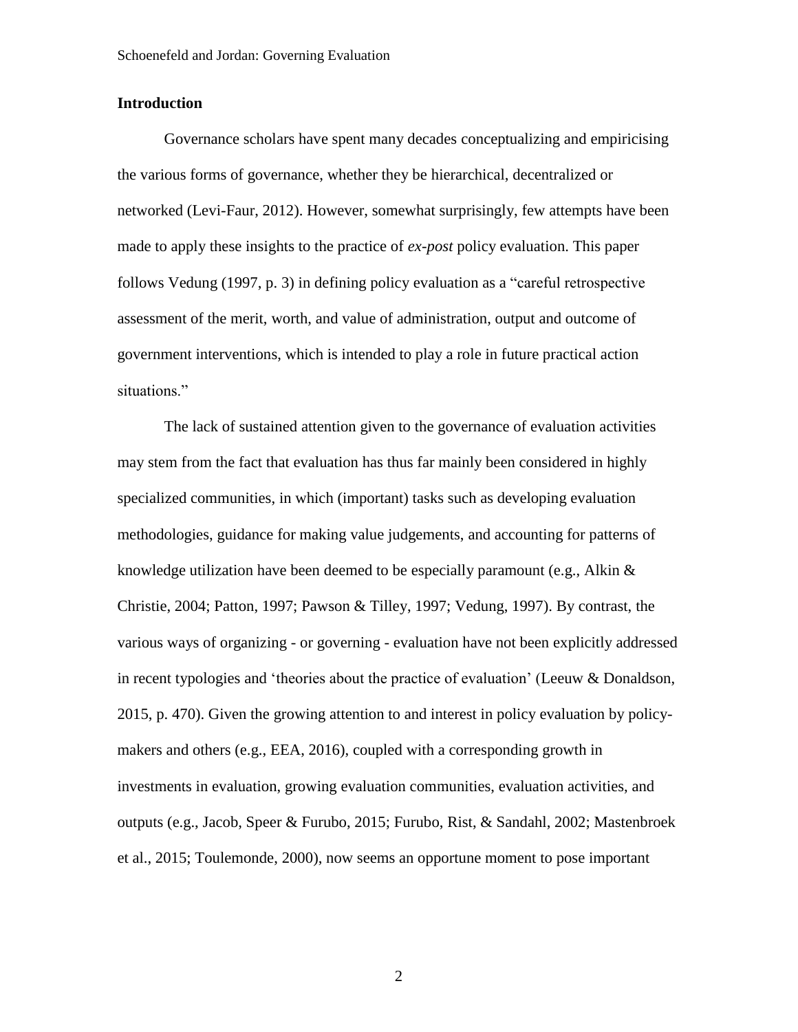## Introduction

Governance scholars have spent many decades conceptualizing and empiricising the various forms of governance, whether they be hierarchical, decentralized or networked (Levi-Faur, 2012). However, somewhat surprisingly, few attempts have been made to apply these insights to the practice of *ex-post* policy evaluation. This paper follows Vedung (1997, p. 3) in defining policy evaluation as a "careful retrospective assessment of the merit, worth, and value of administration, output and outcome of government interventions, which is intended to play a role in future practical action situations."

The lack of sustained attention given to the governance of evaluation activities may stem from the fact that evaluation has thus far mainly been considered in highly specialized communities, in which (important) tasks such as developing evaluation methodologies, guidance for making value judgements, and accounting for patterns of knowledge utilization have been deemed to be especially paramount (e.g., Alkin & Christie, 2004; Patton, 1997; Pawson & Tilley, 1997; Vedung, 1997). By contrast, the various ways of organizing - or governing - evaluation have not been explicitly addressed in recent typologies and 'theories about the practice of evaluation' (Leeuw & Donaldson, 2015, p. 470). Given the growing attention to and interest in policy evaluation by policy-makers and others (e.g., EEA, 2016), coupled with a corresponding growth in investments in evaluation, growing evaluation communities, evaluation activities, and outputs (e.g., Jacob, Speer & Furubo, 2015; Furubo, Rist, & Sandahl, 2002; Mastenbroek et al., 2015; Toulemonde, 2000), now seems an opportune moment to pose important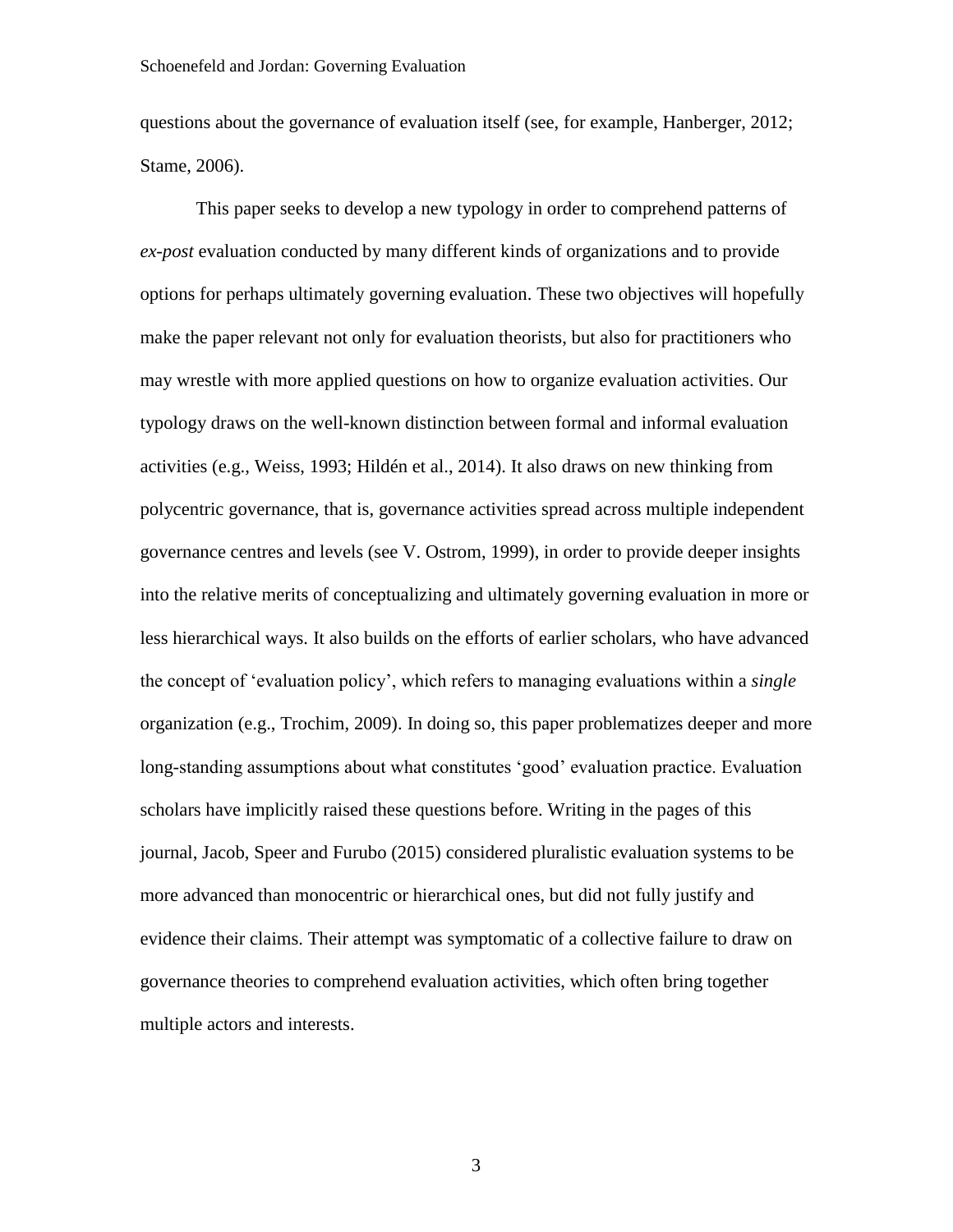questions about the governance of evaluation itself (see, for example, Hanberger, 2012; Stame, 2006).

This paper seeks to develop a new typology in order to comprehend patterns of *ex-post* evaluation conducted by many different kinds of organizations and to provide options for perhaps ultimately governing evaluation. These two objectives will hopefully make the paper relevant not only for evaluation theorists, but also for practitioners who may wrestle with more applied questions on how to organize evaluation activities. Our typology draws on the well-known distinction between formal and informal evaluation activities (e.g., Weiss, 1993; Hildén et al., 2014). It also draws on new thinking from polycentric governance, that is, governance activities spread across multiple independent governance centres and levels (see V. Ostrom, 1999), in order to provide deeper insights into the relative merits of conceptualizing and ultimately governing evaluation in more or less hierarchical ways. It also builds on the efforts of earlier scholars, who have advanced the concept of 'evaluation policy', which refers to managing evaluations within a *single* organization (e.g., Trochim, 2009). In doing so, this paper problematizes deeper and more long-standing assumptions about what constitutes 'good' evaluation practice. Evaluation scholars have implicitly raised these questions before. Writing in the pages of this journal, Jacob, Speer and Furubo (2015) considered pluralistic evaluation systems to be more advanced than monocentric or hierarchical ones, but did not fully justify and evidence their claims. Their attempt was symptomatic of a collective failure to draw on governance theories to comprehend evaluation activities, which often bring together multiple actors and interests.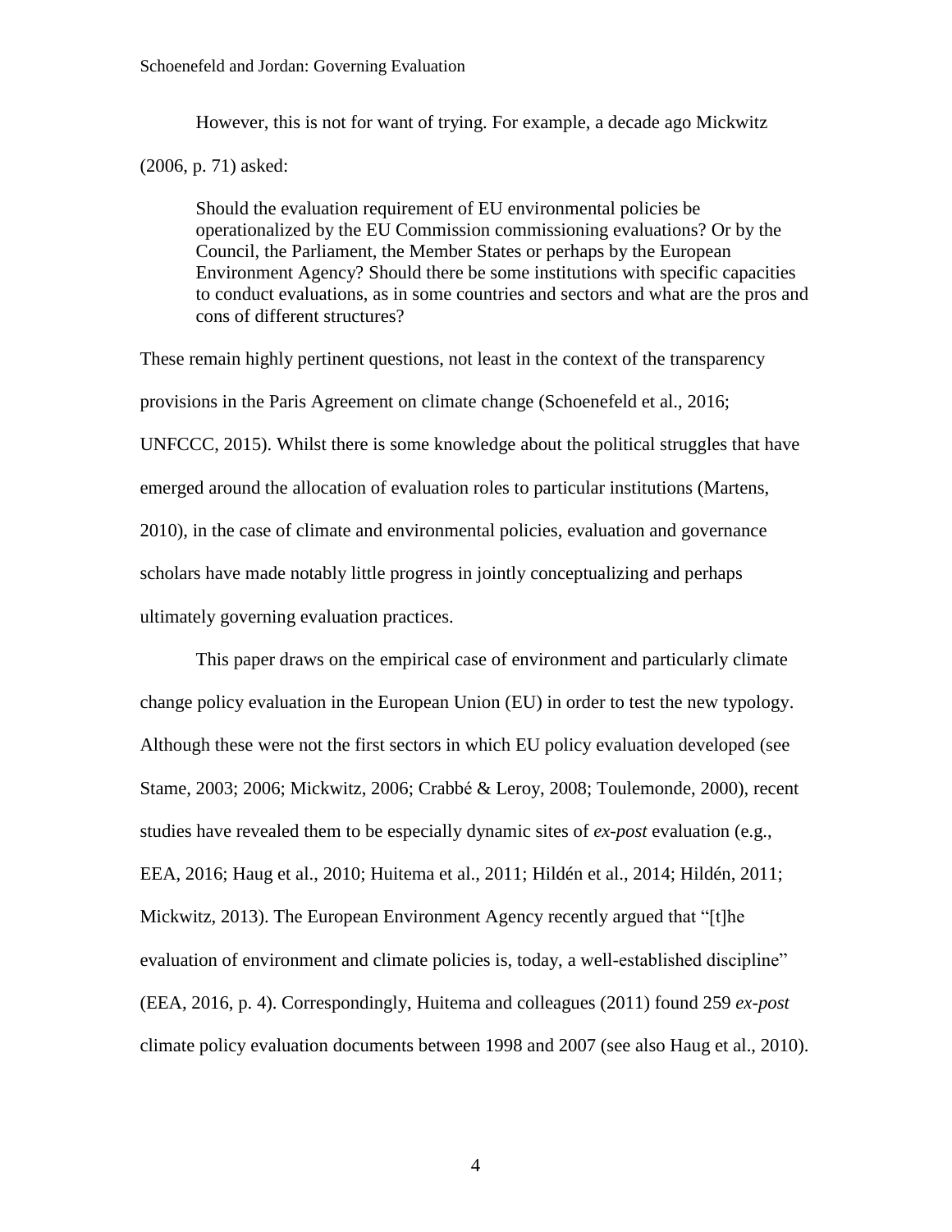However, this is not for want of trying. For example, a decade ago Mickwitz (2006, p. 71) asked:

> Should the evaluation requirement of EU environmental policies be operationalized by the EU Commission commissioning evaluations? Or by the Council, the Parliament, the Member States or perhaps by the European Environment Agency? Should there be some institutions with specific capacities to conduct evaluations, as in some countries and sectors and what are the pros and cons of different structures?

These remain highly pertinent questions, not least in the context of the transparency provisions in the Paris Agreement on climate change (Schoenefeld et al., 2016; UNFCCC, 2015). Whilst there is some knowledge about the political struggles that have emerged around the allocation of evaluation roles to particular institutions (Martens, 2010), in the case of climate and environmental policies, evaluation and governance scholars have made notably little progress in jointly conceptualizing and perhaps ultimately governing evaluation practices.

This paper draws on the empirical case of environment and particularly climate change policy evaluation in the European Union (EU) in order to test the new typology. Although these were not the first sectors in which EU policy evaluation developed (see Stame, 2003; 2006; Mickwitz, 2006; Crabbé & Leroy, 2008; Toulemonde, 2000), recent studies have revealed them to be especially dynamic sites of *ex-post* evaluation (e.g., EEA, 2016; Haug et al., 2010; Huitema et al., 2011; Hildén et al., 2014; Hildén, 2011; Mickwitz, 2013). The European Environment Agency recently argued that "[t]he evaluation of environment and climate policies is, today, a well-established discipline" (EEA, 2016, p. 4). Correspondingly, Huitema and colleagues (2011) found 259 *ex-post* climate policy evaluation documents between 1998 and 2007 (see also Haug et al., 2010).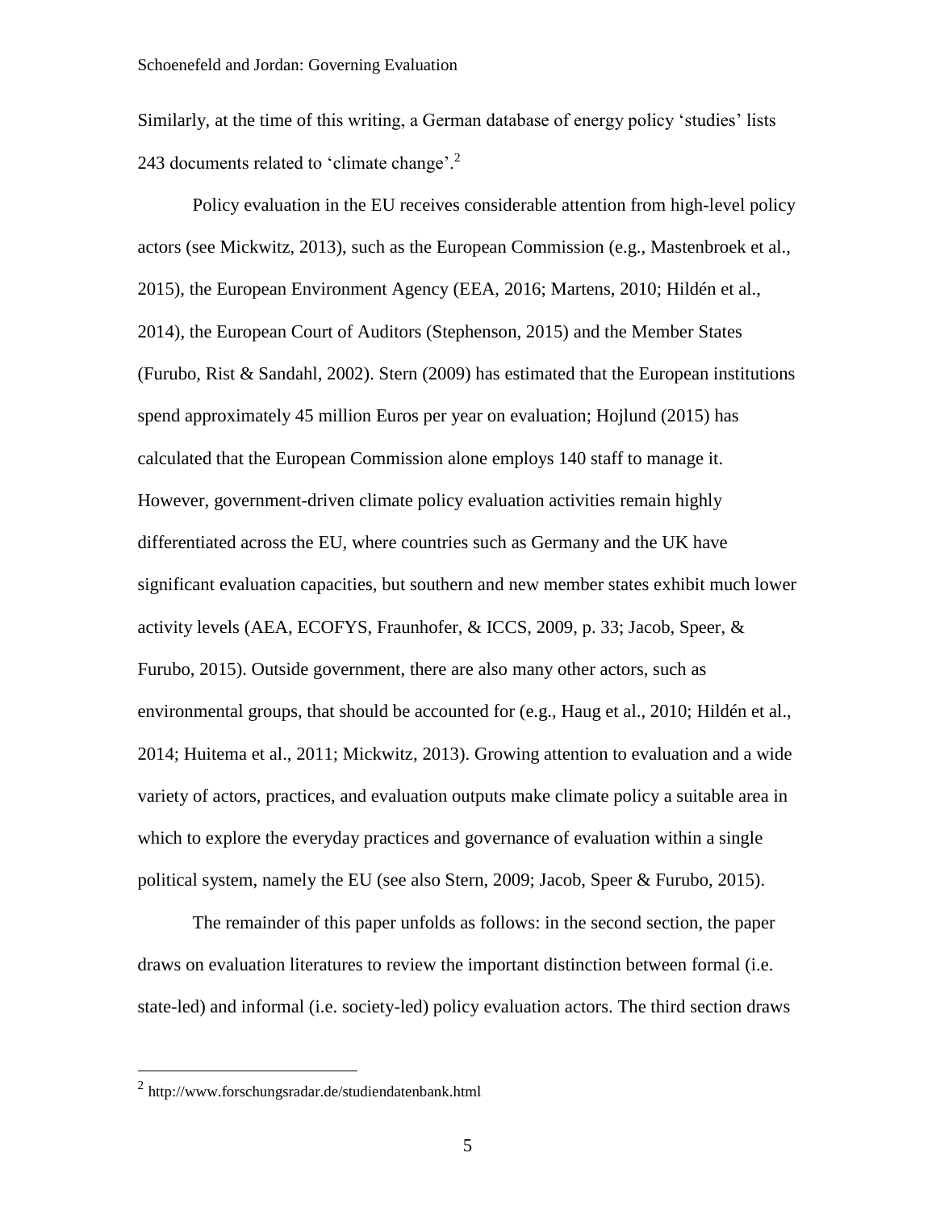Similarly, at the time of this writing, a German database of energy policy 'studies' lists 243 documents related to 'climate change'.[2]

Policy evaluation in the EU receives considerable attention from high-level policy actors (see Mickwitz, 2013), such as the European Commission (e.g., Mastenbroek et al., 2015), the European Environment Agency (EEA, 2016; Martens, 2010; Hildén et al., 2014), the European Court of Auditors (Stephenson, 2015) and the Member States (Furubo, Rist & Sandahl, 2002). Stern (2009) has estimated that the European institutions spend approximately 45 million Euros per year on evaluation; Hojlund (2015) has calculated that the European Commission alone employs 140 staff to manage it. However, government-driven climate policy evaluation activities remain highly differentiated across the EU, where countries such as Germany and the UK have significant evaluation capacities, but southern and new member states exhibit much lower activity levels (AEA, ECOFYS, Fraunhofer, & ICCS, 2009, p. 33; Jacob, Speer, & Furubo, 2015). Outside government, there are also many other actors, such as environmental groups, that should be accounted for (e.g., Haug et al., 2010; Hildén et al., 2014; Huitema et al., 2011; Mickwitz, 2013). Growing attention to evaluation and a wide variety of actors, practices, and evaluation outputs make climate policy a suitable area in which to explore the everyday practices and governance of evaluation within a single political system, namely the EU (see also Stern, 2009; Jacob, Speer & Furubo, 2015).

The remainder of this paper unfolds as follows: in the second section, the paper draws on evaluation literatures to review the important distinction between formal (i.e. state-led) and informal (i.e. society-led) policy evaluation actors. The third section draws

[2] http://www.forschungsradar.de/studiendatenbank.html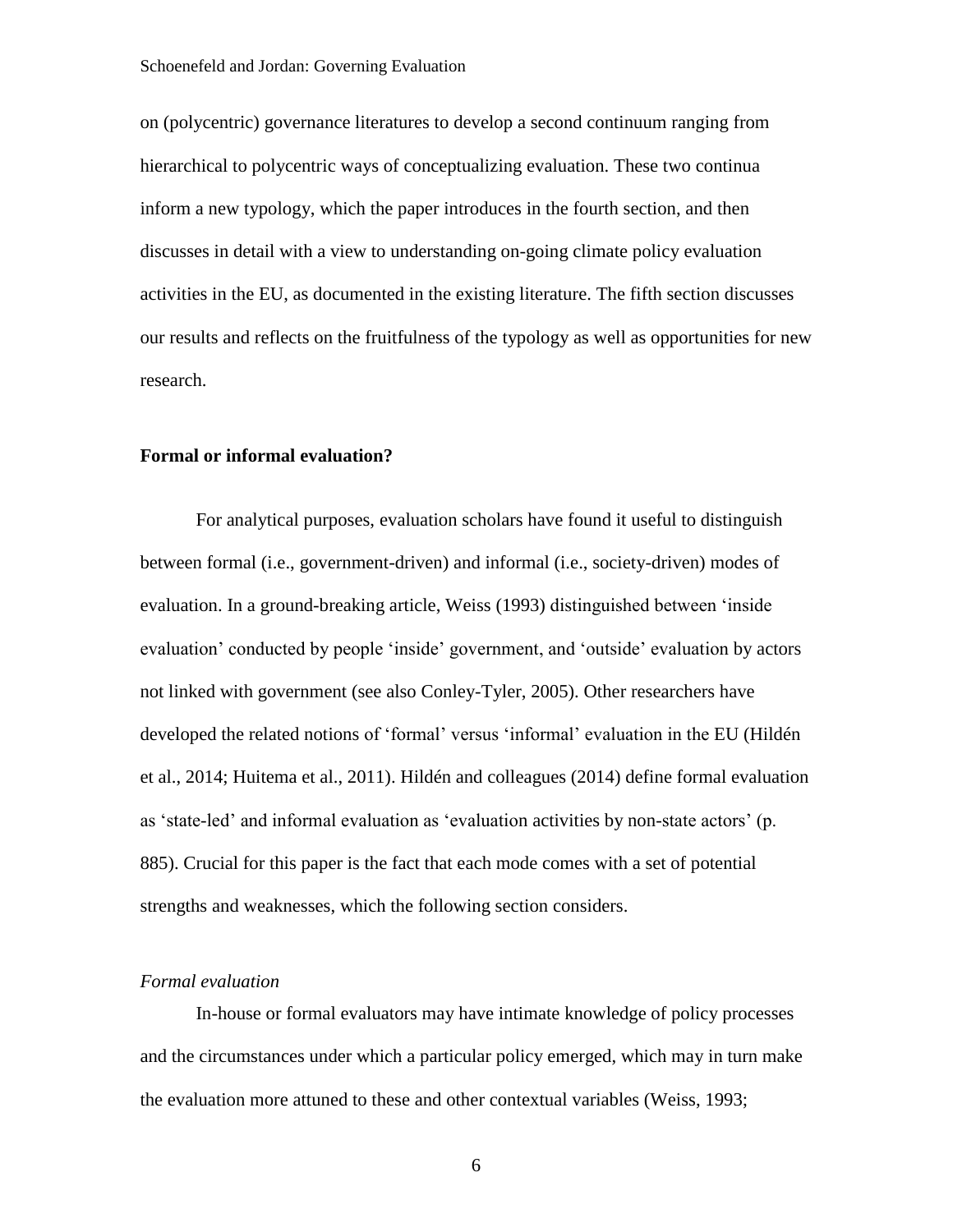on (polycentric) governance literatures to develop a second continuum ranging from hierarchical to polycentric ways of conceptualizing evaluation. These two continua inform a new typology, which the paper introduces in the fourth section, and then discusses in detail with a view to understanding on-going climate policy evaluation activities in the EU, as documented in the existing literature. The fifth section discusses our results and reflects on the fruitfulness of the typology as well as opportunities for new research.

## Formal or informal evaluation?

For analytical purposes, evaluation scholars have found it useful to distinguish between formal (i.e., government-driven) and informal (i.e., society-driven) modes of evaluation. In a ground-breaking article, Weiss (1993) distinguished between 'inside evaluation' conducted by people 'inside' government, and 'outside' evaluation by actors not linked with government (see also Conley-Tyler, 2005). Other researchers have developed the related notions of 'formal' versus 'informal' evaluation in the EU (Hildén et al., 2014; Huitema et al., 2011). Hildén and colleagues (2014) define formal evaluation as 'state-led' and informal evaluation as 'evaluation activities by non-state actors' (p. 885). Crucial for this paper is the fact that each mode comes with a set of potential strengths and weaknesses, which the following section considers.

### *Formal evaluation*

In-house or formal evaluators may have intimate knowledge of policy processes and the circumstances under which a particular policy emerged, which may in turn make the evaluation more attuned to these and other contextual variables (Weiss, 1993;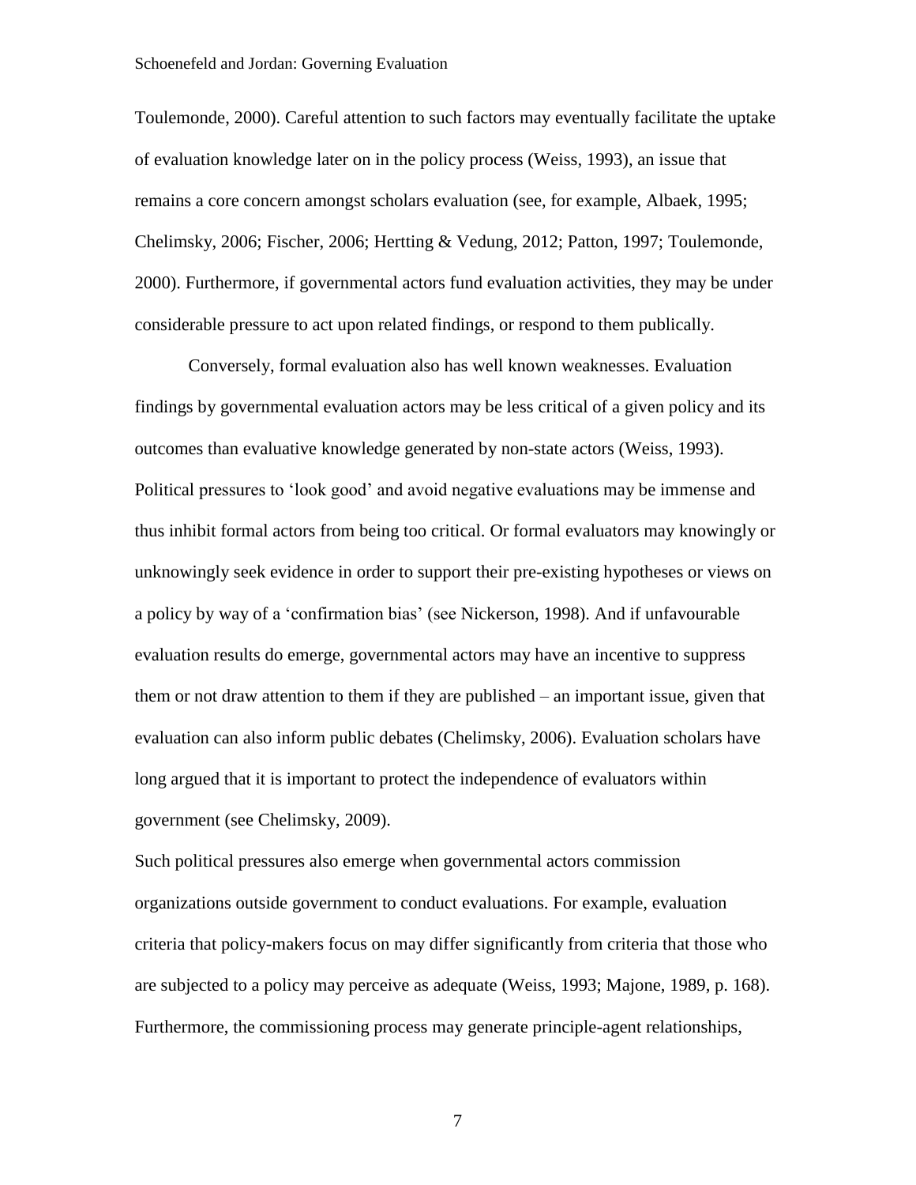Toulemonde, 2000). Careful attention to such factors may eventually facilitate the uptake of evaluation knowledge later on in the policy process (Weiss, 1993), an issue that remains a core concern amongst scholars evaluation (see, for example, Albaek, 1995; Chelimsky, 2006; Fischer, 2006; Hertting & Vedung, 2012; Patton, 1997; Toulemonde, 2000). Furthermore, if governmental actors fund evaluation activities, they may be under considerable pressure to act upon related findings, or respond to them publically.

Conversely, formal evaluation also has well known weaknesses. Evaluation findings by governmental evaluation actors may be less critical of a given policy and its outcomes than evaluative knowledge generated by non-state actors (Weiss, 1993). Political pressures to 'look good' and avoid negative evaluations may be immense and thus inhibit formal actors from being too critical. Or formal evaluators may knowingly or unknowingly seek evidence in order to support their pre-existing hypotheses or views on a policy by way of a 'confirmation bias' (see Nickerson, 1998). And if unfavourable evaluation results do emerge, governmental actors may have an incentive to suppress them or not draw attention to them if they are published – an important issue, given that evaluation can also inform public debates (Chelimsky, 2006). Evaluation scholars have long argued that it is important to protect the independence of evaluators within government (see Chelimsky, 2009).

Such political pressures also emerge when governmental actors commission organizations outside government to conduct evaluations. For example, evaluation criteria that policy-makers focus on may differ significantly from criteria that those who are subjected to a policy may perceive as adequate (Weiss, 1993; Majone, 1989, p. 168). Furthermore, the commissioning process may generate principle-agent relationships,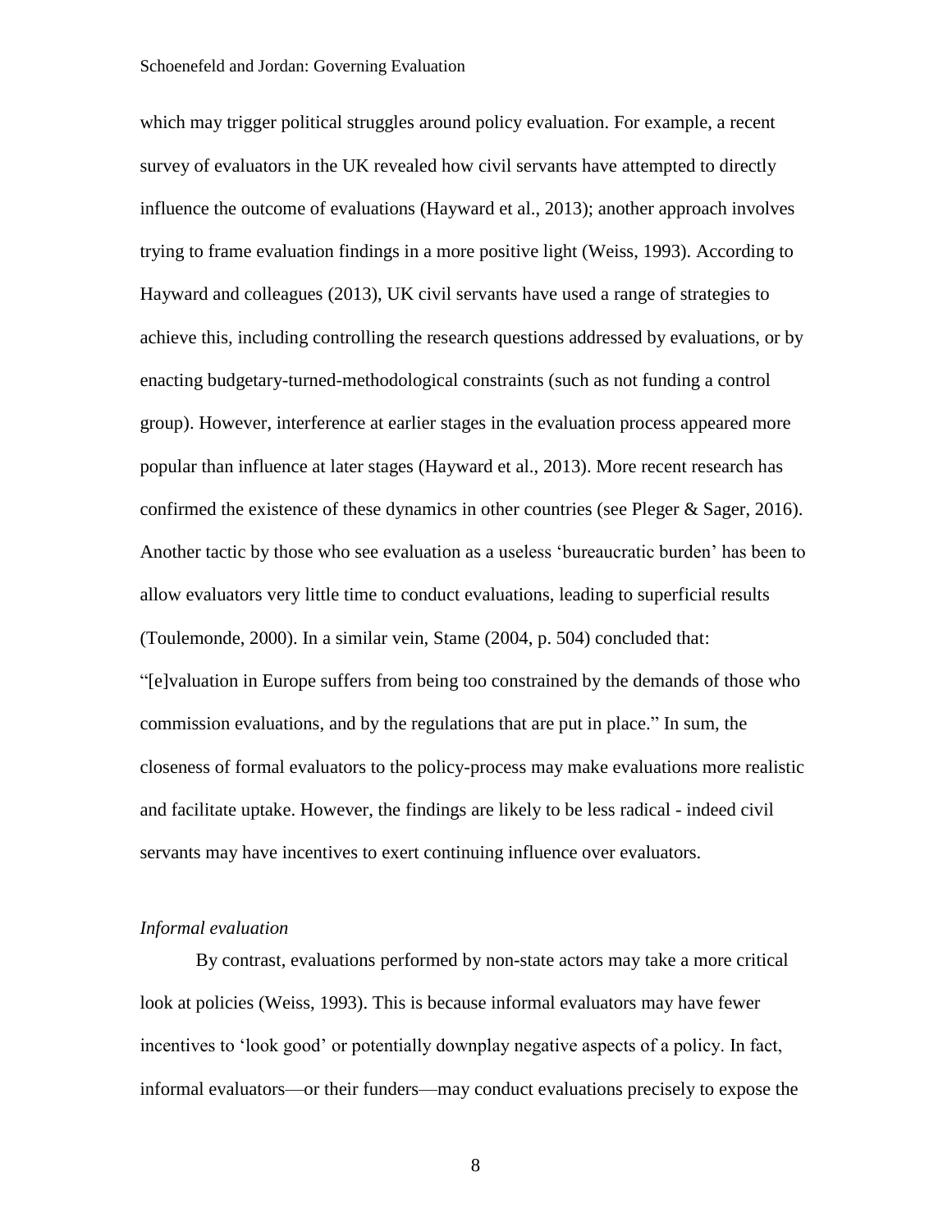which may trigger political struggles around policy evaluation. For example, a recent survey of evaluators in the UK revealed how civil servants have attempted to directly influence the outcome of evaluations (Hayward et al., 2013); another approach involves trying to frame evaluation findings in a more positive light (Weiss, 1993). According to Hayward and colleagues (2013), UK civil servants have used a range of strategies to achieve this, including controlling the research questions addressed by evaluations, or by enacting budgetary-turned-methodological constraints (such as not funding a control group). However, interference at earlier stages in the evaluation process appeared more popular than influence at later stages (Hayward et al., 2013). More recent research has confirmed the existence of these dynamics in other countries (see Pleger & Sager, 2016). Another tactic by those who see evaluation as a useless 'bureaucratic burden' has been to allow evaluators very little time to conduct evaluations, leading to superficial results (Toulemonde, 2000). In a similar vein, Stame (2004, p. 504) concluded that: "[e]valuation in Europe suffers from being too constrained by the demands of those who commission evaluations, and by the regulations that are put in place." In sum, the closeness of formal evaluators to the policy-process may make evaluations more realistic and facilitate uptake. However, the findings are likely to be less radical - indeed civil servants may have incentives to exert continuing influence over evaluators.

### *Informal evaluation*

By contrast, evaluations performed by non-state actors may take a more critical look at policies (Weiss, 1993). This is because informal evaluators may have fewer incentives to 'look good' or potentially downplay negative aspects of a policy. In fact, informal evaluators—or their funders—may conduct evaluations precisely to expose the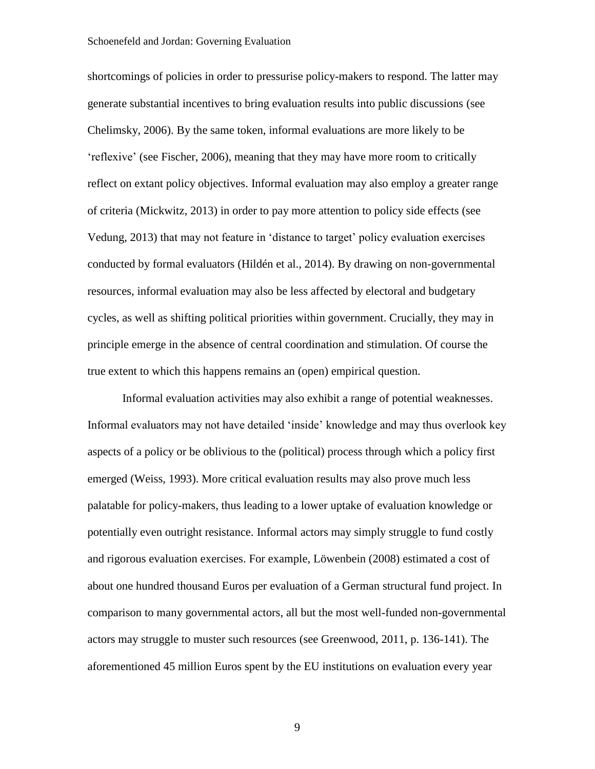shortcomings of policies in order to pressurise policy-makers to respond. The latter may generate substantial incentives to bring evaluation results into public discussions (see Chelimsky, 2006). By the same token, informal evaluations are more likely to be 'reflexive' (see Fischer, 2006), meaning that they may have more room to critically reflect on extant policy objectives. Informal evaluation may also employ a greater range of criteria (Mickwitz, 2013) in order to pay more attention to policy side effects (see Vedung, 2013) that may not feature in 'distance to target' policy evaluation exercises conducted by formal evaluators (Hildén et al., 2014). By drawing on non-governmental resources, informal evaluation may also be less affected by electoral and budgetary cycles, as well as shifting political priorities within government. Crucially, they may in principle emerge in the absence of central coordination and stimulation. Of course the true extent to which this happens remains an (open) empirical question.

Informal evaluation activities may also exhibit a range of potential weaknesses. Informal evaluators may not have detailed 'inside' knowledge and may thus overlook key aspects of a policy or be oblivious to the (political) process through which a policy first emerged (Weiss, 1993). More critical evaluation results may also prove much less palatable for policy-makers, thus leading to a lower uptake of evaluation knowledge or potentially even outright resistance. Informal actors may simply struggle to fund costly and rigorous evaluation exercises. For example, Löwenbein (2008) estimated a cost of about one hundred thousand Euros per evaluation of a German structural fund project. In comparison to many governmental actors, all but the most well-funded non-governmental actors may struggle to muster such resources (see Greenwood, 2011, p. 136-141). The aforementioned 45 million Euros spent by the EU institutions on evaluation every year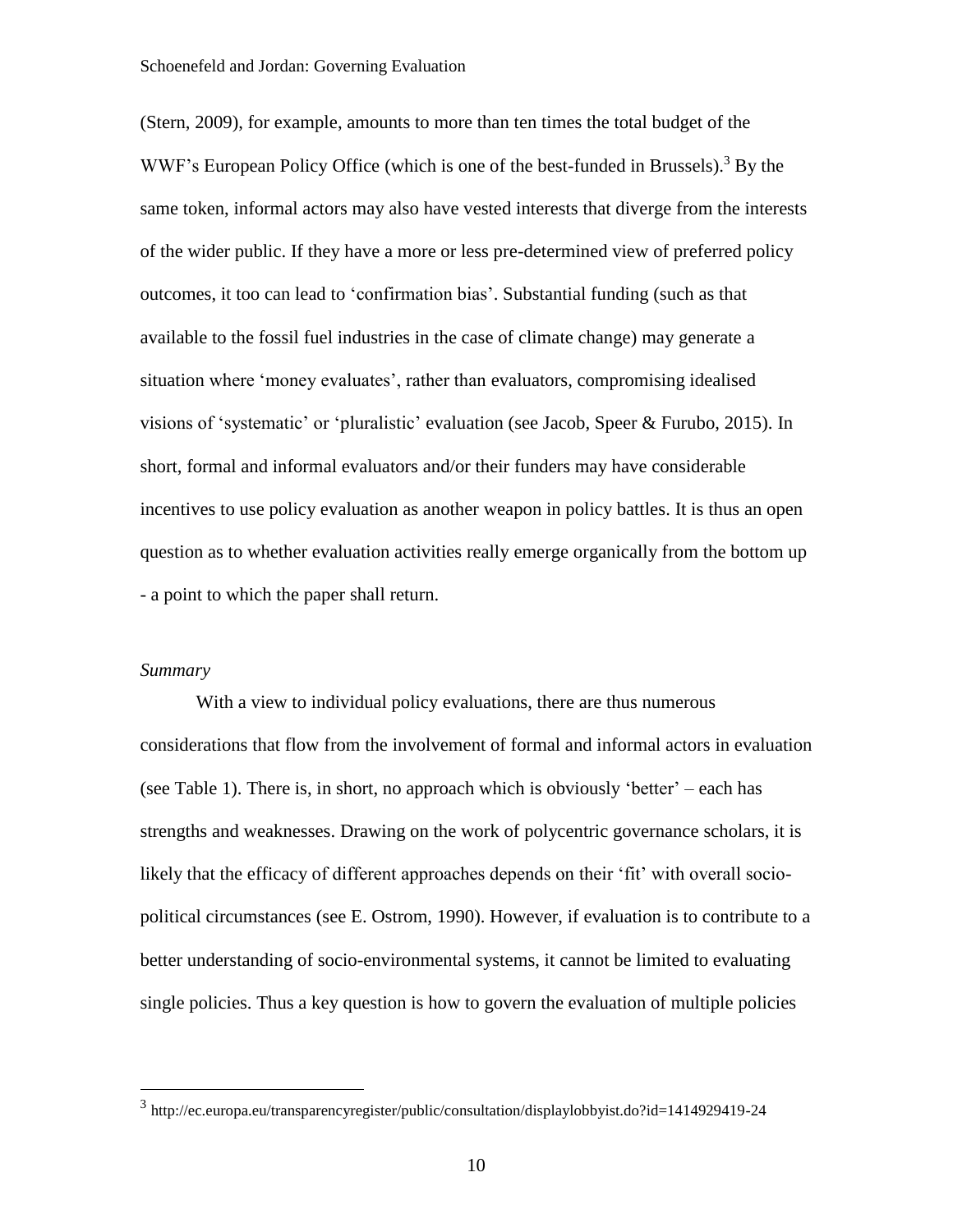(Stern, 2009), for example, amounts to more than ten times the total budget of the WWF's European Policy Office (which is one of the best-funded in Brussels).[3] By the same token, informal actors may also have vested interests that diverge from the interests of the wider public. If they have a more or less pre-determined view of preferred policy outcomes, it too can lead to 'confirmation bias'. Substantial funding (such as that available to the fossil fuel industries in the case of climate change) may generate a situation where 'money evaluates', rather than evaluators, compromising idealised visions of 'systematic' or 'pluralistic' evaluation (see Jacob, Speer & Furubo, 2015). In short, formal and informal evaluators and/or their funders may have considerable incentives to use policy evaluation as another weapon in policy battles. It is thus an open question as to whether evaluation activities really emerge organically from the bottom up - a point to which the paper shall return.

*Summary*

With a view to individual policy evaluations, there are thus numerous considerations that flow from the involvement of formal and informal actors in evaluation (see Table 1). There is, in short, no approach which is obviously 'better' – each has strengths and weaknesses. Drawing on the work of polycentric governance scholars, it is likely that the efficacy of different approaches depends on their 'fit' with overall socio-political circumstances (see E. Ostrom, 1990). However, if evaluation is to contribute to a better understanding of socio-environmental systems, it cannot be limited to evaluating single policies. Thus a key question is how to govern the evaluation of multiple policies

[3] http://ec.europa.eu/transparencyregister/public/consultation/displaylobbyist.do?id=1414929419-24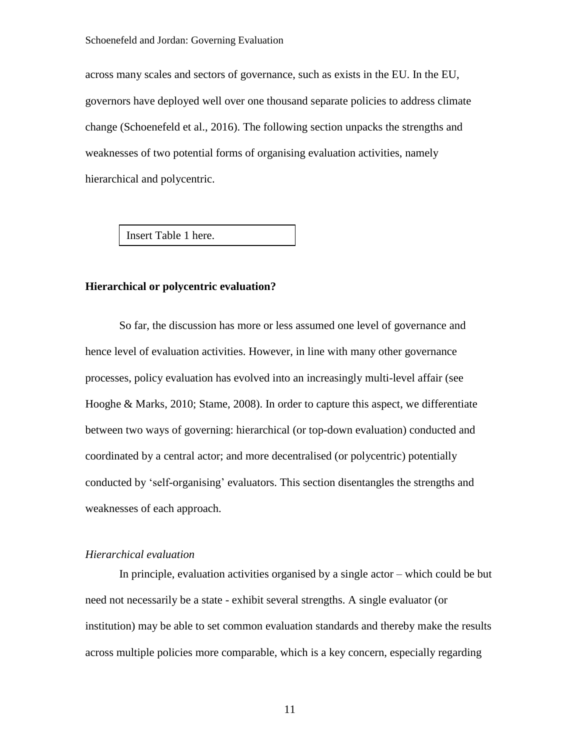across many scales and sectors of governance, such as exists in the EU. In the EU, governors have deployed well over one thousand separate policies to address climate change (Schoenefeld et al., 2016). The following section unpacks the strengths and weaknesses of two potential forms of organising evaluation activities, namely hierarchical and polycentric.

Insert Table 1 here.

**Hierarchical or polycentric evaluation?**

So far, the discussion has more or less assumed one level of governance and hence level of evaluation activities. However, in line with many other governance processes, policy evaluation has evolved into an increasingly multi-level affair (see Hooghe & Marks, 2010; Stame, 2008). In order to capture this aspect, we differentiate between two ways of governing: hierarchical (or top-down evaluation) conducted and coordinated by a central actor; and more decentralised (or polycentric) potentially conducted by 'self-organising' evaluators. This section disentangles the strengths and weaknesses of each approach.

*Hierarchical evaluation*

In principle, evaluation activities organised by a single actor – which could be but need not necessarily be a state - exhibit several strengths. A single evaluator (or institution) may be able to set common evaluation standards and thereby make the results across multiple policies more comparable, which is a key concern, especially regarding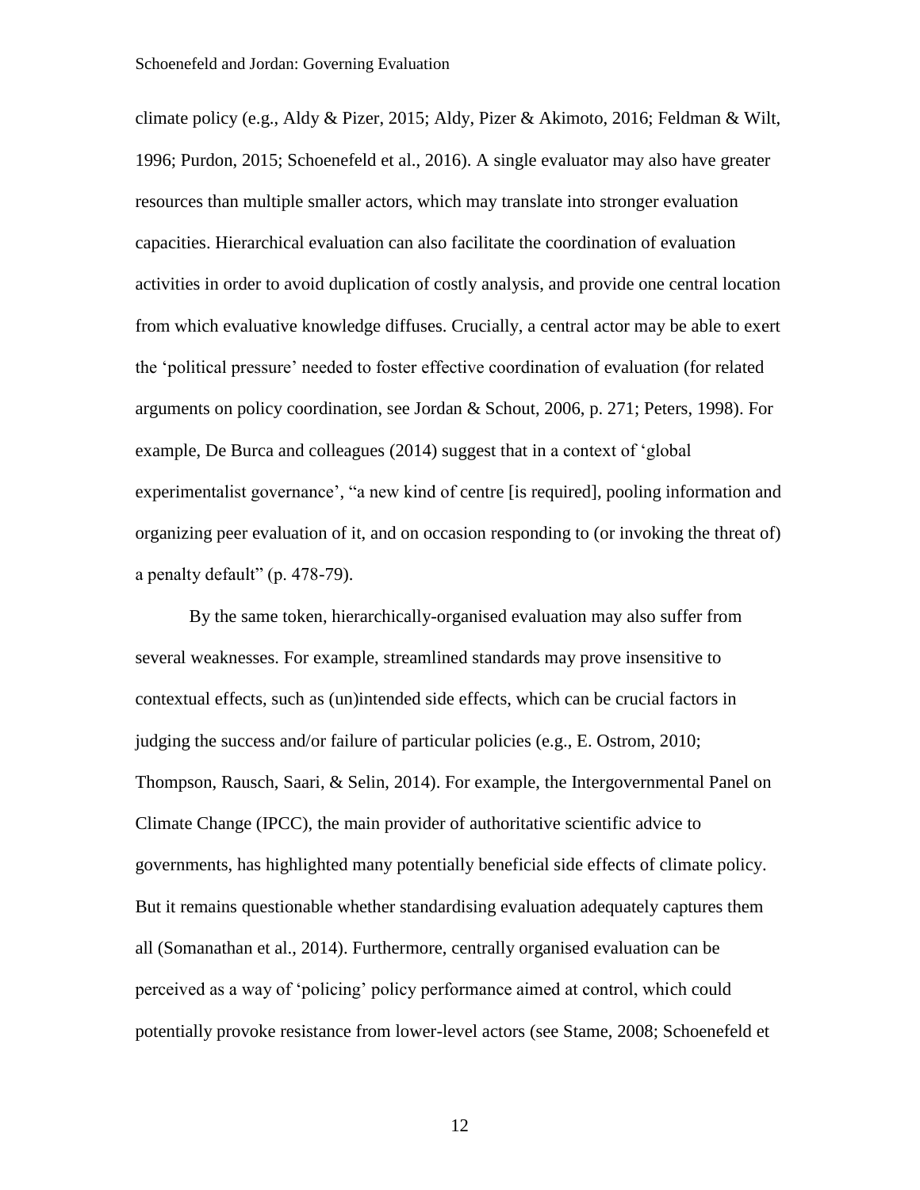climate policy (e.g., Aldy & Pizer, 2015; Aldy, Pizer & Akimoto, 2016; Feldman & Wilt, 1996; Purdon, 2015; Schoenefeld et al., 2016). A single evaluator may also have greater resources than multiple smaller actors, which may translate into stronger evaluation capacities. Hierarchical evaluation can also facilitate the coordination of evaluation activities in order to avoid duplication of costly analysis, and provide one central location from which evaluative knowledge diffuses. Crucially, a central actor may be able to exert the 'political pressure' needed to foster effective coordination of evaluation (for related arguments on policy coordination, see Jordan & Schout, 2006, p. 271; Peters, 1998). For example, De Burca and colleagues (2014) suggest that in a context of 'global experimentalist governance', "a new kind of centre [is required], pooling information and organizing peer evaluation of it, and on occasion responding to (or invoking the threat of) a penalty default" (p. 478-79).

By the same token, hierarchically-organised evaluation may also suffer from several weaknesses. For example, streamlined standards may prove insensitive to contextual effects, such as (un)intended side effects, which can be crucial factors in judging the success and/or failure of particular policies (e.g., E. Ostrom, 2010; Thompson, Rausch, Saari, & Selin, 2014). For example, the Intergovernmental Panel on Climate Change (IPCC), the main provider of authoritative scientific advice to governments, has highlighted many potentially beneficial side effects of climate policy. But it remains questionable whether standardising evaluation adequately captures them all (Somanathan et al., 2014). Furthermore, centrally organised evaluation can be perceived as a way of 'policing' policy performance aimed at control, which could potentially provoke resistance from lower-level actors (see Stame, 2008; Schoenefeld et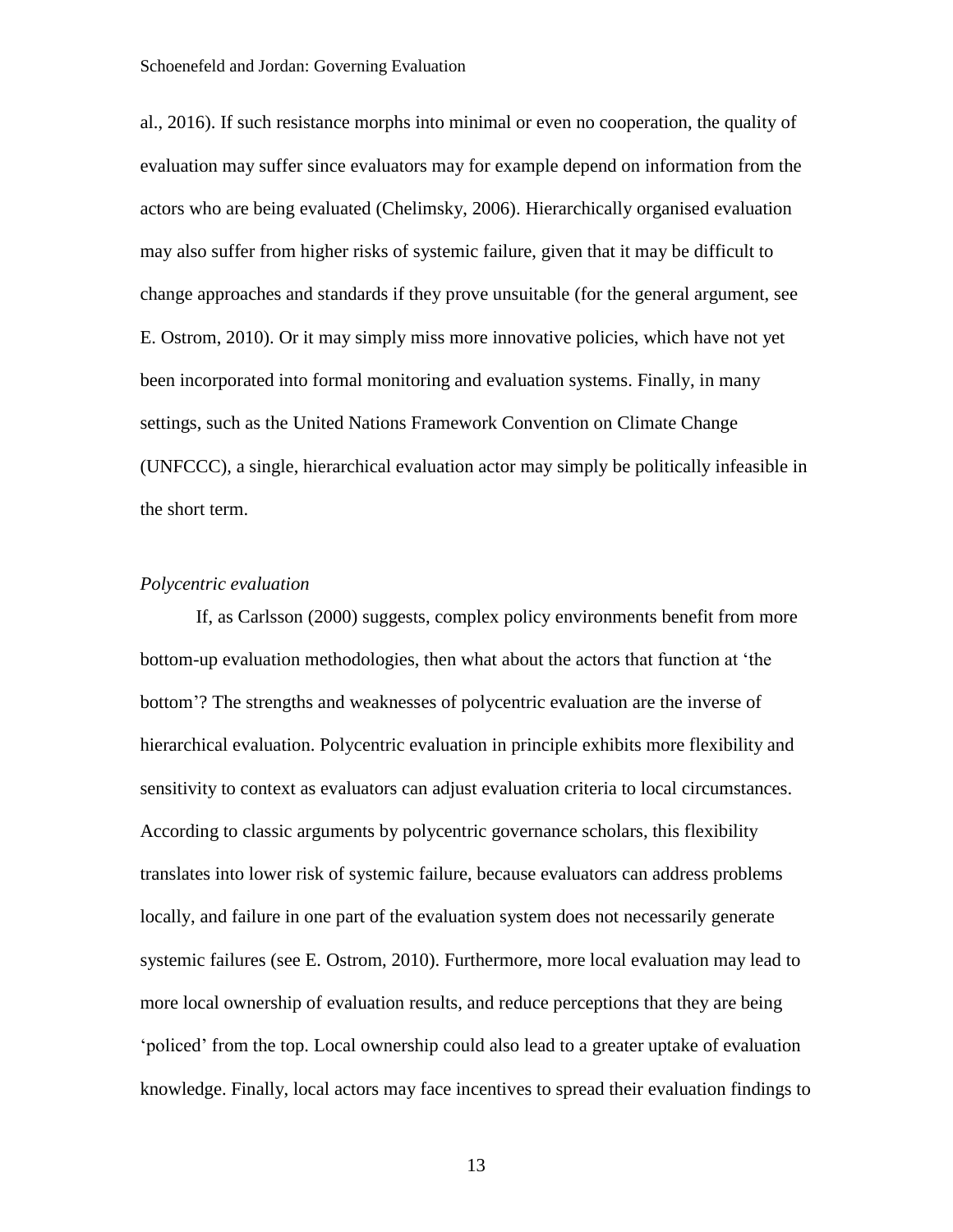al., 2016). If such resistance morphs into minimal or even no cooperation, the quality of evaluation may suffer since evaluators may for example depend on information from the actors who are being evaluated (Chelimsky, 2006). Hierarchically organised evaluation may also suffer from higher risks of systemic failure, given that it may be difficult to change approaches and standards if they prove unsuitable (for the general argument, see E. Ostrom, 2010). Or it may simply miss more innovative policies, which have not yet been incorporated into formal monitoring and evaluation systems. Finally, in many settings, such as the United Nations Framework Convention on Climate Change (UNFCCC), a single, hierarchical evaluation actor may simply be politically infeasible in the short term.

### *Polycentric evaluation*

If, as Carlsson (2000) suggests, complex policy environments benefit from more bottom-up evaluation methodologies, then what about the actors that function at 'the bottom'? The strengths and weaknesses of polycentric evaluation are the inverse of hierarchical evaluation. Polycentric evaluation in principle exhibits more flexibility and sensitivity to context as evaluators can adjust evaluation criteria to local circumstances. According to classic arguments by polycentric governance scholars, this flexibility translates into lower risk of systemic failure, because evaluators can address problems locally, and failure in one part of the evaluation system does not necessarily generate systemic failures (see E. Ostrom, 2010). Furthermore, more local evaluation may lead to more local ownership of evaluation results, and reduce perceptions that they are being 'policed' from the top. Local ownership could also lead to a greater uptake of evaluation knowledge. Finally, local actors may face incentives to spread their evaluation findings to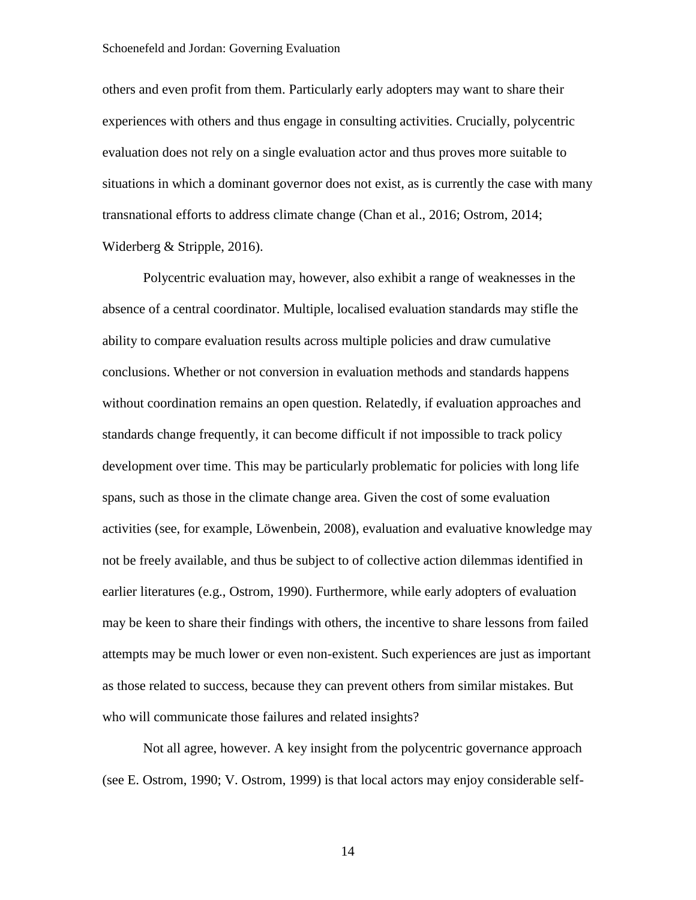others and even profit from them. Particularly early adopters may want to share their experiences with others and thus engage in consulting activities. Crucially, polycentric evaluation does not rely on a single evaluation actor and thus proves more suitable to situations in which a dominant governor does not exist, as is currently the case with many transnational efforts to address climate change (Chan et al., 2016; Ostrom, 2014; Widerberg & Stripple, 2016).

Polycentric evaluation may, however, also exhibit a range of weaknesses in the absence of a central coordinator. Multiple, localised evaluation standards may stifle the ability to compare evaluation results across multiple policies and draw cumulative conclusions. Whether or not conversion in evaluation methods and standards happens without coordination remains an open question. Relatedly, if evaluation approaches and standards change frequently, it can become difficult if not impossible to track policy development over time. This may be particularly problematic for policies with long life spans, such as those in the climate change area. Given the cost of some evaluation activities (see, for example, Löwenbein, 2008), evaluation and evaluative knowledge may not be freely available, and thus be subject to of collective action dilemmas identified in earlier literatures (e.g., Ostrom, 1990). Furthermore, while early adopters of evaluation may be keen to share their findings with others, the incentive to share lessons from failed attempts may be much lower or even non-existent. Such experiences are just as important as those related to success, because they can prevent others from similar mistakes. But who will communicate those failures and related insights?

Not all agree, however. A key insight from the polycentric governance approach (see E. Ostrom, 1990; V. Ostrom, 1999) is that local actors may enjoy considerable self-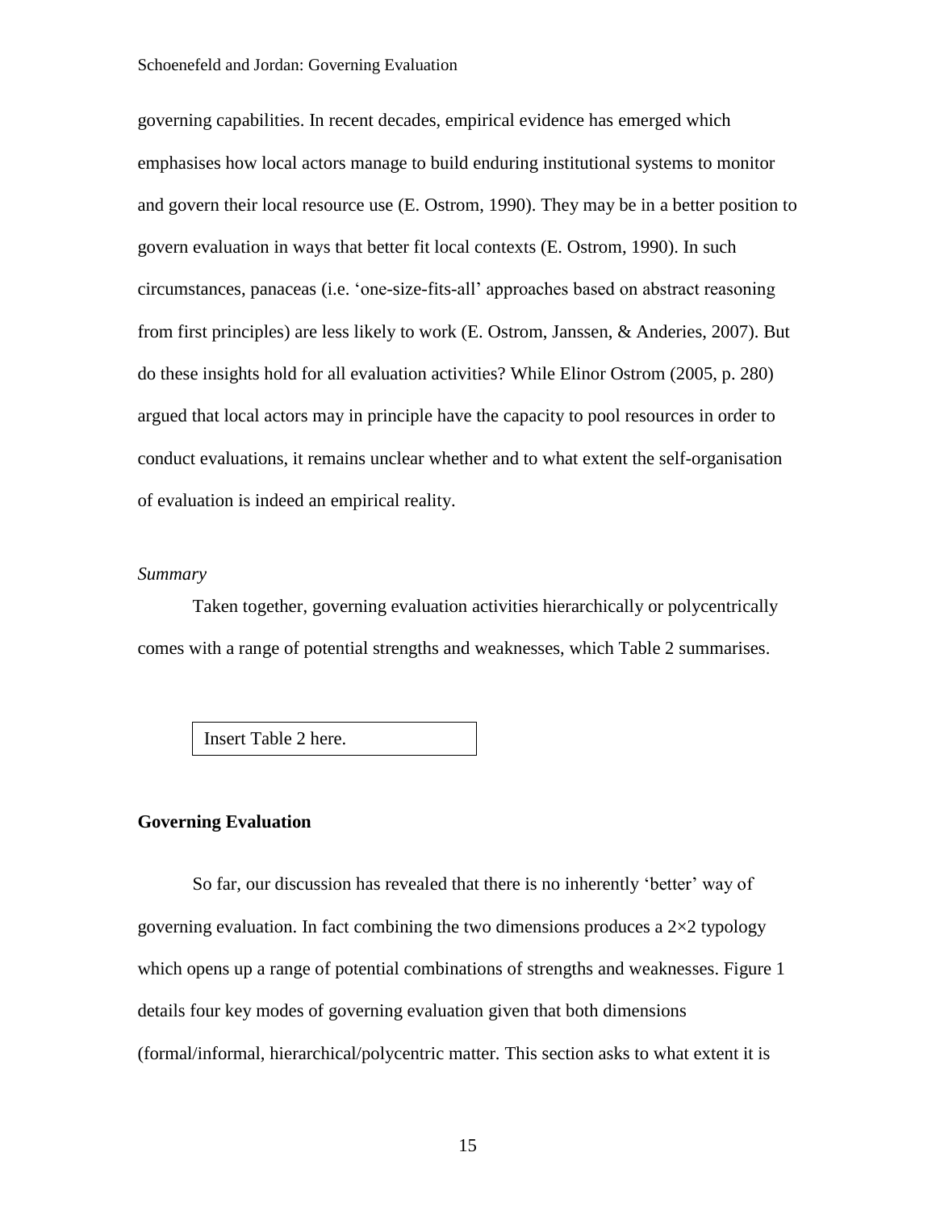governing capabilities. In recent decades, empirical evidence has emerged which emphasises how local actors manage to build enduring institutional systems to monitor and govern their local resource use (E. Ostrom, 1990). They may be in a better position to govern evaluation in ways that better fit local contexts (E. Ostrom, 1990). In such circumstances, panaceas (i.e. 'one-size-fits-all' approaches based on abstract reasoning from first principles) are less likely to work (E. Ostrom, Janssen, & Anderies, 2007). But do these insights hold for all evaluation activities? While Elinor Ostrom (2005, p. 280) argued that local actors may in principle have the capacity to pool resources in order to conduct evaluations, it remains unclear whether and to what extent the self-organisation of evaluation is indeed an empirical reality.

*Summary*

Taken together, governing evaluation activities hierarchically or polycentrically comes with a range of potential strengths and weaknesses, which Table 2 summarises.

Insert Table 2 here.

**Governing Evaluation**

So far, our discussion has revealed that there is no inherently 'better' way of governing evaluation. In fact combining the two dimensions produces a 2×2 typology which opens up a range of potential combinations of strengths and weaknesses. Figure 1 details four key modes of governing evaluation given that both dimensions (formal/informal, hierarchical/polycentric matter. This section asks to what extent it is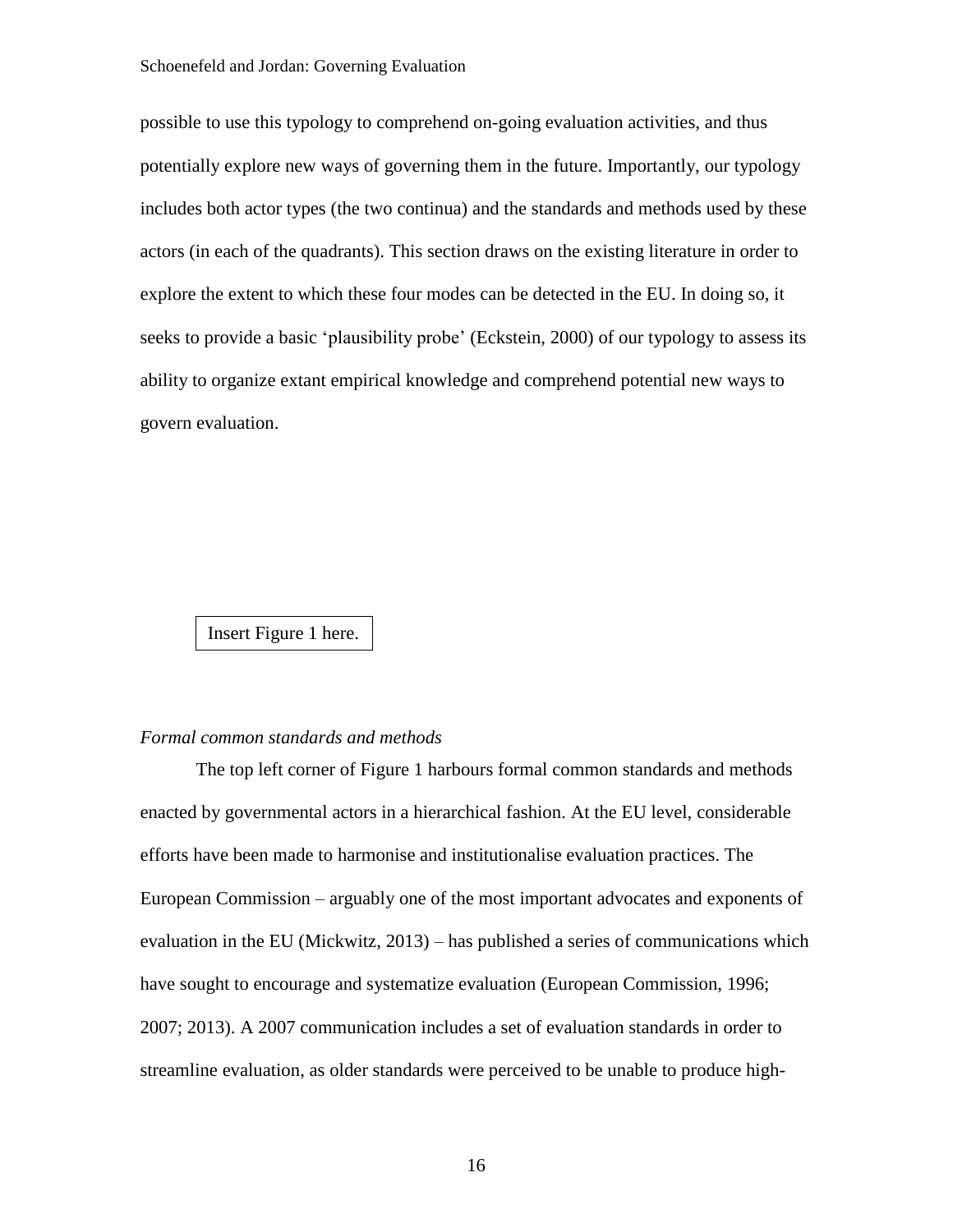possible to use this typology to comprehend on-going evaluation activities, and thus potentially explore new ways of governing them in the future. Importantly, our typology includes both actor types (the two continua) and the standards and methods used by these actors (in each of the quadrants). This section draws on the existing literature in order to explore the extent to which these four modes can be detected in the EU. In doing so, it seeks to provide a basic 'plausibility probe' (Eckstein, 2000) of our typology to assess its ability to organize extant empirical knowledge and comprehend potential new ways to govern evaluation.

Insert Figure 1 here.

*Formal common standards and methods*

The top left corner of Figure 1 harbours formal common standards and methods enacted by governmental actors in a hierarchical fashion. At the EU level, considerable efforts have been made to harmonise and institutionalise evaluation practices. The European Commission – arguably one of the most important advocates and exponents of evaluation in the EU (Mickwitz, 2013) – has published a series of communications which have sought to encourage and systematize evaluation (European Commission, 1996; 2007; 2013). A 2007 communication includes a set of evaluation standards in order to streamline evaluation, as older standards were perceived to be unable to produce high-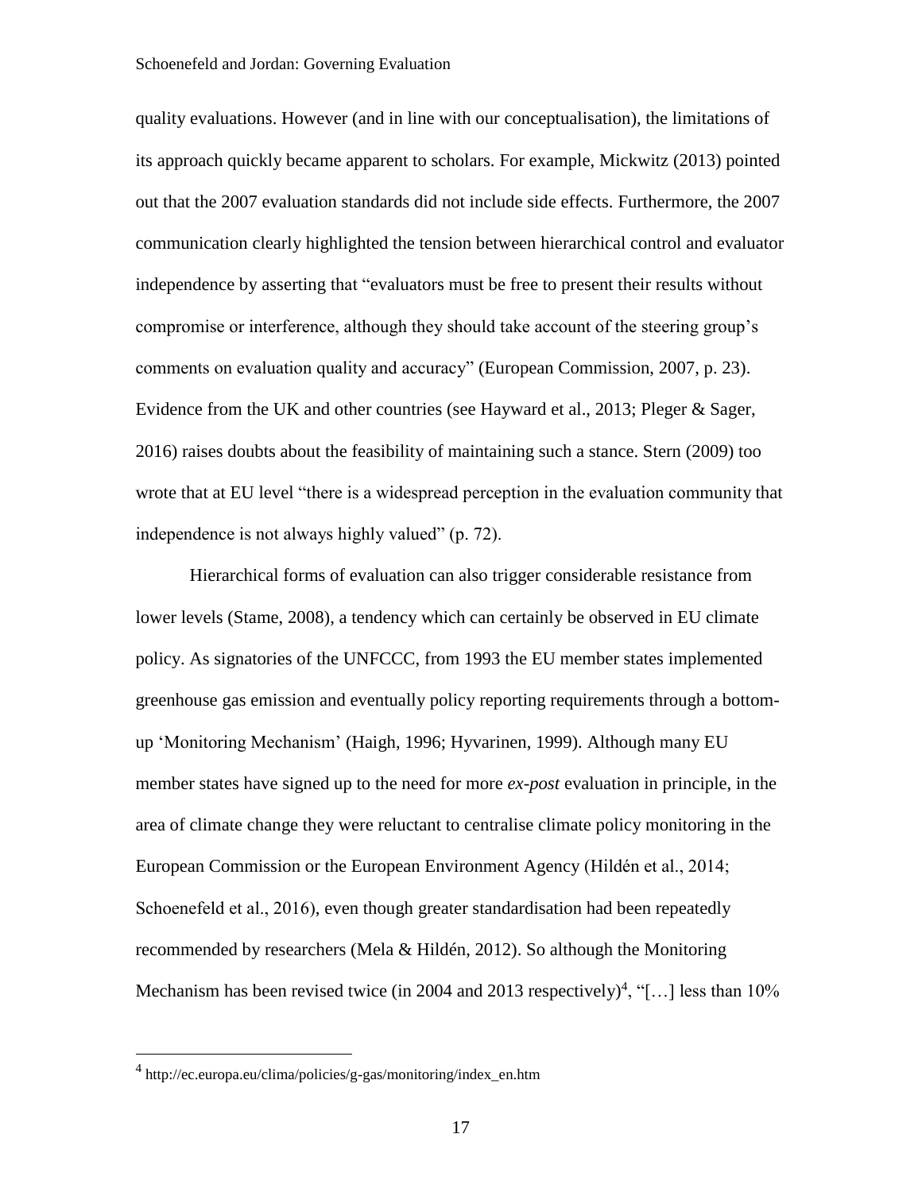quality evaluations. However (and in line with our conceptualisation), the limitations of its approach quickly became apparent to scholars. For example, Mickwitz (2013) pointed out that the 2007 evaluation standards did not include side effects. Furthermore, the 2007 communication clearly highlighted the tension between hierarchical control and evaluator independence by asserting that "evaluators must be free to present their results without compromise or interference, although they should take account of the steering group's comments on evaluation quality and accuracy" (European Commission, 2007, p. 23). Evidence from the UK and other countries (see Hayward et al., 2013; Pleger & Sager, 2016) raises doubts about the feasibility of maintaining such a stance. Stern (2009) too wrote that at EU level "there is a widespread perception in the evaluation community that independence is not always highly valued" (p. 72).

Hierarchical forms of evaluation can also trigger considerable resistance from lower levels (Stame, 2008), a tendency which can certainly be observed in EU climate policy. As signatories of the UNFCCC, from 1993 the EU member states implemented greenhouse gas emission and eventually policy reporting requirements through a bottom-up 'Monitoring Mechanism' (Haigh, 1996; Hyvarinen, 1999). Although many EU member states have signed up to the need for more *ex-post* evaluation in principle, in the area of climate change they were reluctant to centralise climate policy monitoring in the European Commission or the European Environment Agency (Hildén et al., 2014; Schoenefeld et al., 2016), even though greater standardisation had been repeatedly recommended by researchers (Mela & Hildén, 2012). So although the Monitoring Mechanism has been revised twice (in 2004 and 2013 respectively)[4], "[…] less than 10%

[4] http://ec.europa.eu/clima/policies/g-gas/monitoring/index_en.htm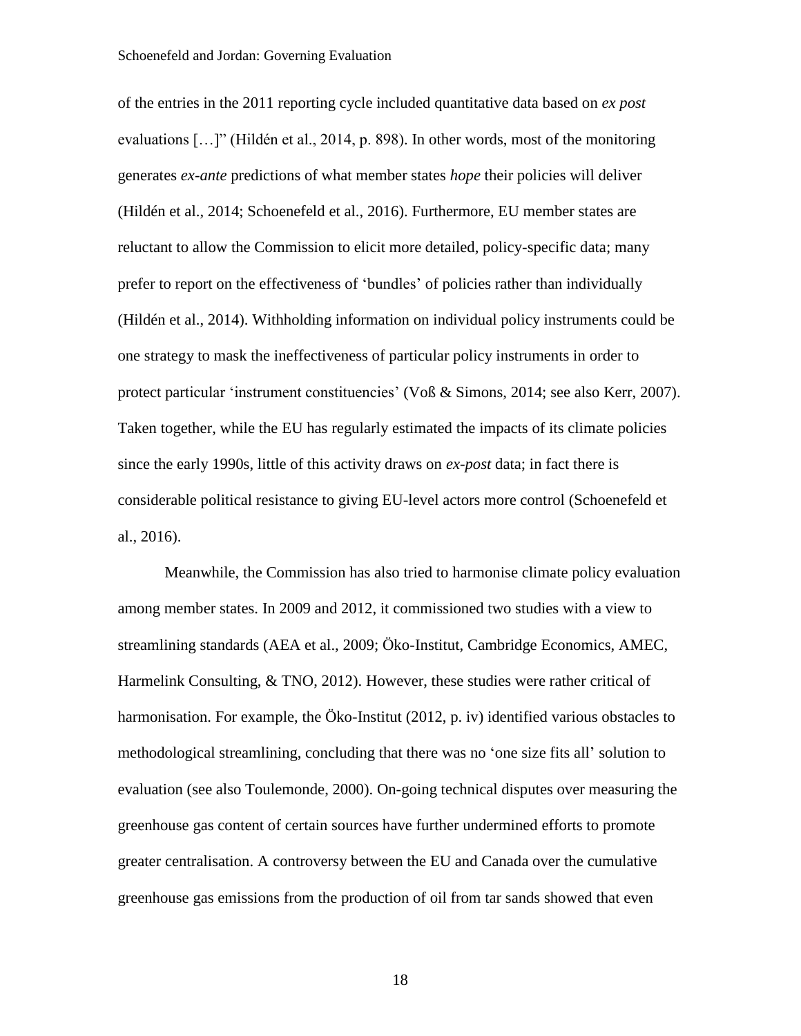of the entries in the 2011 reporting cycle included quantitative data based on *ex post* evaluations […]" (Hildén et al., 2014, p. 898). In other words, most of the monitoring generates *ex-ante* predictions of what member states *hope* their policies will deliver (Hildén et al., 2014; Schoenefeld et al., 2016). Furthermore, EU member states are reluctant to allow the Commission to elicit more detailed, policy-specific data; many prefer to report on the effectiveness of 'bundles' of policies rather than individually (Hildén et al., 2014). Withholding information on individual policy instruments could be one strategy to mask the ineffectiveness of particular policy instruments in order to protect particular 'instrument constituencies' (Voß & Simons, 2014; see also Kerr, 2007). Taken together, while the EU has regularly estimated the impacts of its climate policies since the early 1990s, little of this activity draws on *ex-post* data; in fact there is considerable political resistance to giving EU-level actors more control (Schoenefeld et al., 2016).

Meanwhile, the Commission has also tried to harmonise climate policy evaluation among member states. In 2009 and 2012, it commissioned two studies with a view to streamlining standards (AEA et al., 2009; Öko-Institut, Cambridge Economics, AMEC, Harmelink Consulting, & TNO, 2012). However, these studies were rather critical of harmonisation. For example, the Öko-Institut (2012, p. iv) identified various obstacles to methodological streamlining, concluding that there was no 'one size fits all' solution to evaluation (see also Toulemonde, 2000). On-going technical disputes over measuring the greenhouse gas content of certain sources have further undermined efforts to promote greater centralisation. A controversy between the EU and Canada over the cumulative greenhouse gas emissions from the production of oil from tar sands showed that even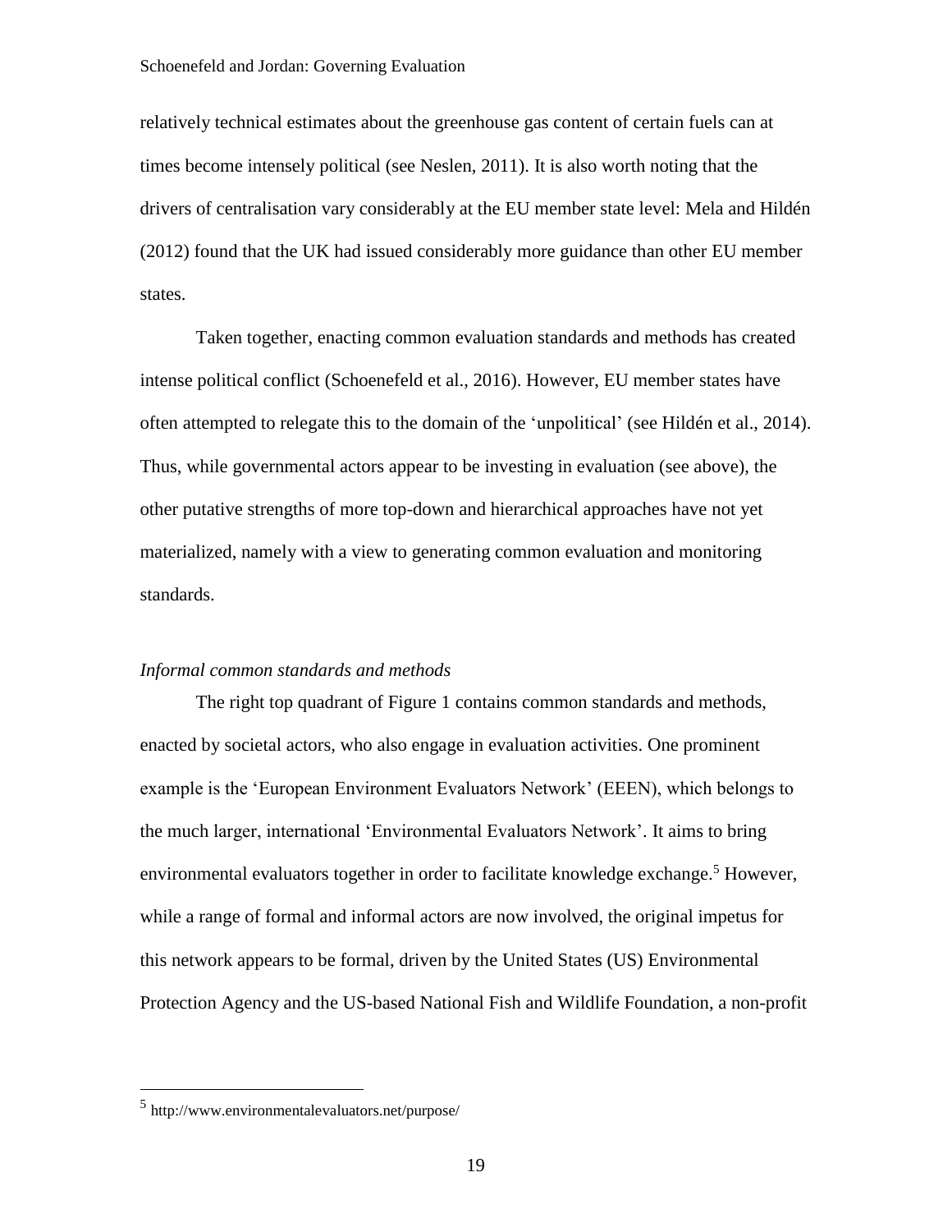relatively technical estimates about the greenhouse gas content of certain fuels can at times become intensely political (see Neslen, 2011). It is also worth noting that the drivers of centralisation vary considerably at the EU member state level: Mela and Hildén (2012) found that the UK had issued considerably more guidance than other EU member states.

Taken together, enacting common evaluation standards and methods has created intense political conflict (Schoenefeld et al., 2016). However, EU member states have often attempted to relegate this to the domain of the 'unpolitical' (see Hildén et al., 2014). Thus, while governmental actors appear to be investing in evaluation (see above), the other putative strengths of more top-down and hierarchical approaches have not yet materialized, namely with a view to generating common evaluation and monitoring standards.

*Informal common standards and methods*

The right top quadrant of Figure 1 contains common standards and methods, enacted by societal actors, who also engage in evaluation activities. One prominent example is the 'European Environment Evaluators Network' (EEEN), which belongs to the much larger, international 'Environmental Evaluators Network'. It aims to bring environmental evaluators together in order to facilitate knowledge exchange.[5] However, while a range of formal and informal actors are now involved, the original impetus for this network appears to be formal, driven by the United States (US) Environmental Protection Agency and the US-based National Fish and Wildlife Foundation, a non-profit

[5] http://www.environmentalevaluators.net/purpose/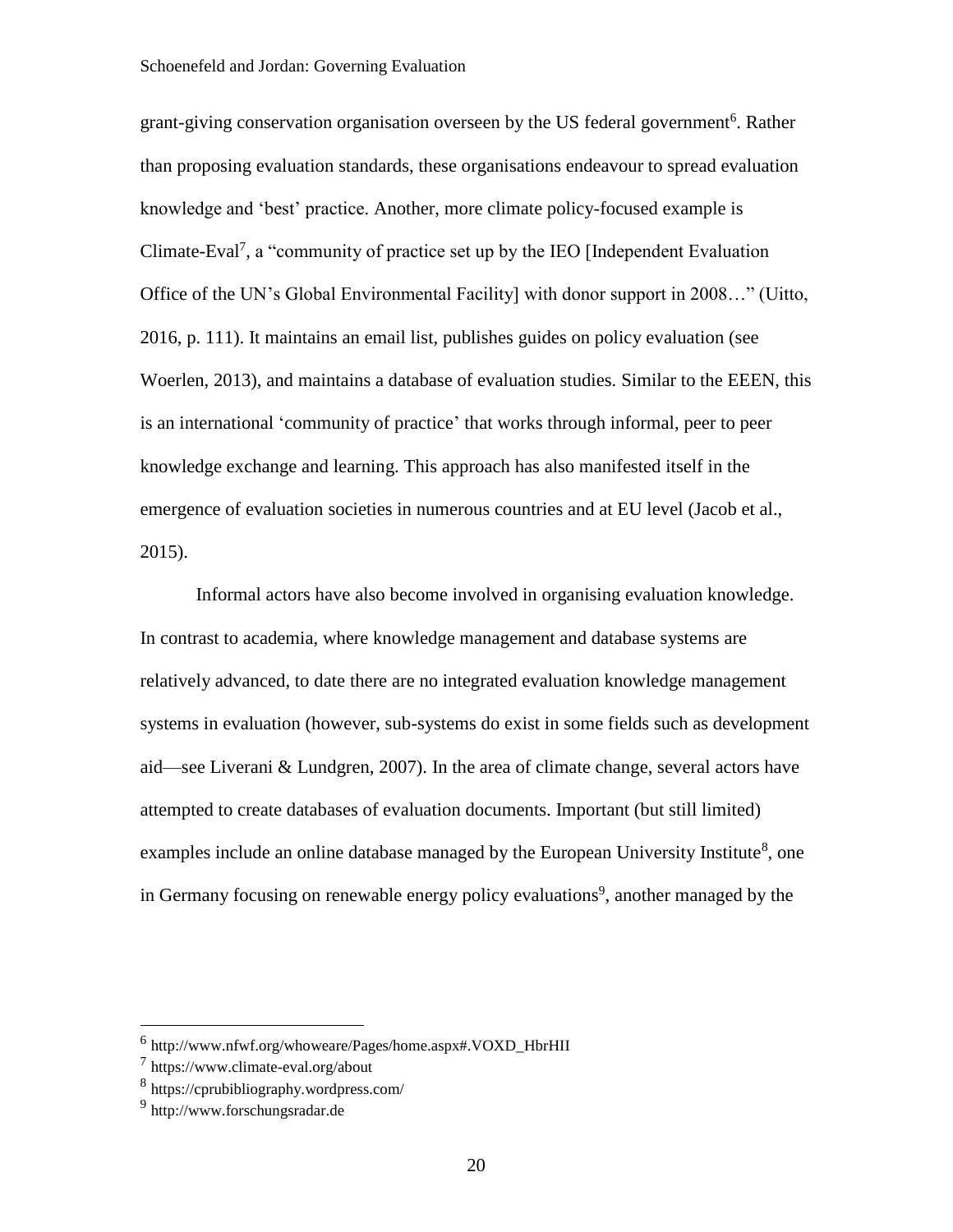grant-giving conservation organisation overseen by the US federal government[6]. Rather than proposing evaluation standards, these organisations endeavour to spread evaluation knowledge and 'best' practice. Another, more climate policy-focused example is Climate-Eval[7], a "community of practice set up by the IEO [Independent Evaluation Office of the UN's Global Environmental Facility] with donor support in 2008…" (Uitto, 2016, p. 111). It maintains an email list, publishes guides on policy evaluation (see Woerlen, 2013), and maintains a database of evaluation studies. Similar to the EEEN, this is an international 'community of practice' that works through informal, peer to peer knowledge exchange and learning. This approach has also manifested itself in the emergence of evaluation societies in numerous countries and at EU level (Jacob et al., 2015).

Informal actors have also become involved in organising evaluation knowledge. In contrast to academia, where knowledge management and database systems are relatively advanced, to date there are no integrated evaluation knowledge management systems in evaluation (however, sub-systems do exist in some fields such as development aid—see Liverani & Lundgren, 2007). In the area of climate change, several actors have attempted to create databases of evaluation documents. Important (but still limited) examples include an online database managed by the European University Institute[8], one in Germany focusing on renewable energy policy evaluations[9], another managed by the

---

[6] http://www.nfwf.org/whoweare/Pages/home.aspx#.VOXD_HbrHII

[7] https://www.climate-eval.org/about

[8] https://cprubibliography.wordpress.com/

[9] http://www.forschungsradar.de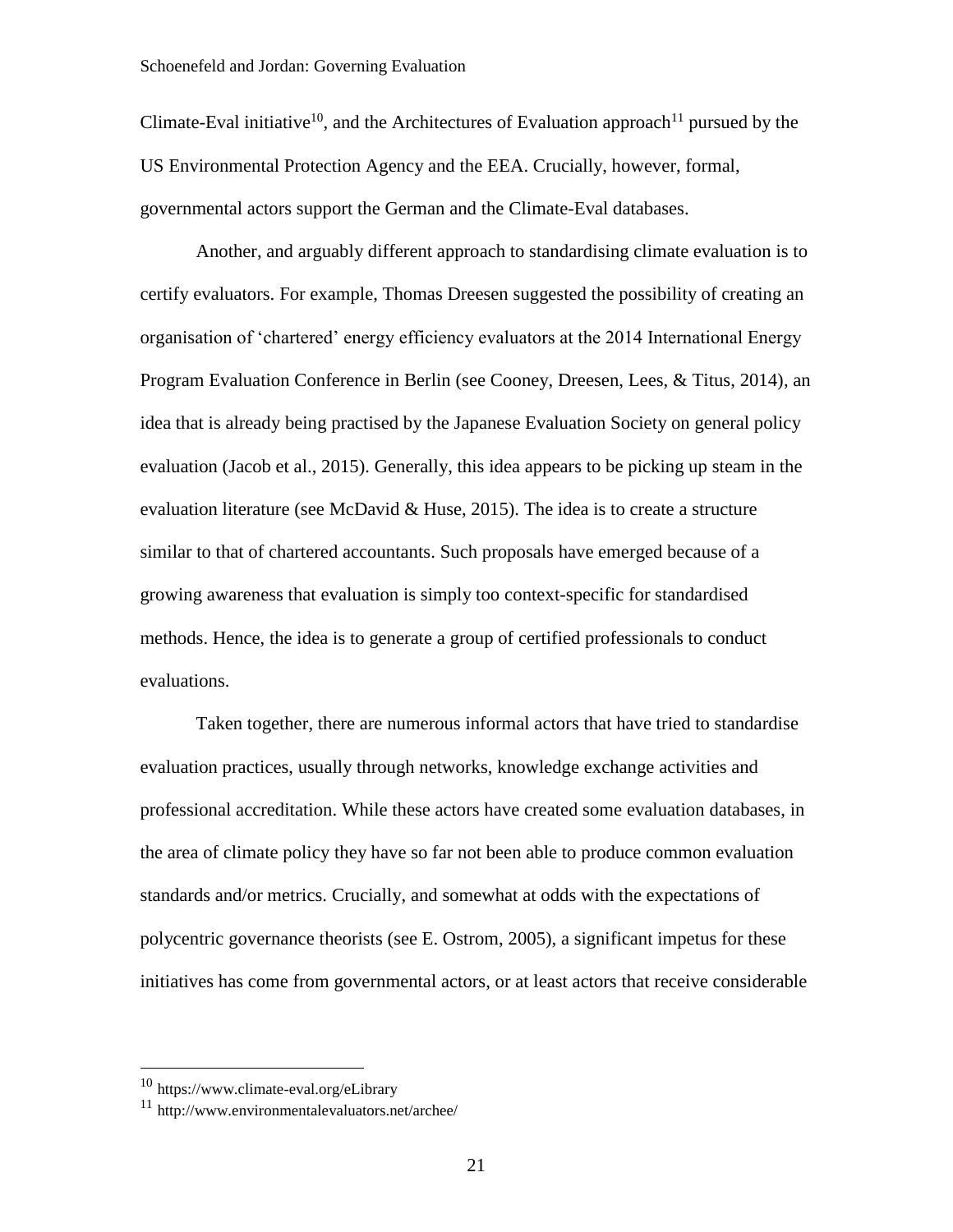Climate-Eval initiative[10], and the Architectures of Evaluation approach[11] pursued by the US Environmental Protection Agency and the EEA. Crucially, however, formal, governmental actors support the German and the Climate-Eval databases.

Another, and arguably different approach to standardising climate evaluation is to certify evaluators. For example, Thomas Dreesen suggested the possibility of creating an organisation of 'chartered' energy efficiency evaluators at the 2014 International Energy Program Evaluation Conference in Berlin (see Cooney, Dreesen, Lees, & Titus, 2014), an idea that is already being practised by the Japanese Evaluation Society on general policy evaluation (Jacob et al., 2015). Generally, this idea appears to be picking up steam in the evaluation literature (see McDavid & Huse, 2015). The idea is to create a structure similar to that of chartered accountants. Such proposals have emerged because of a growing awareness that evaluation is simply too context-specific for standardised methods. Hence, the idea is to generate a group of certified professionals to conduct evaluations.

Taken together, there are numerous informal actors that have tried to standardise evaluation practices, usually through networks, knowledge exchange activities and professional accreditation. While these actors have created some evaluation databases, in the area of climate policy they have so far not been able to produce common evaluation standards and/or metrics. Crucially, and somewhat at odds with the expectations of polycentric governance theorists (see E. Ostrom, 2005), a significant impetus for these initiatives has come from governmental actors, or at least actors that receive considerable

[10] https://www.climate-eval.org/eLibrary

[11] http://www.environmentalevaluators.net/archee/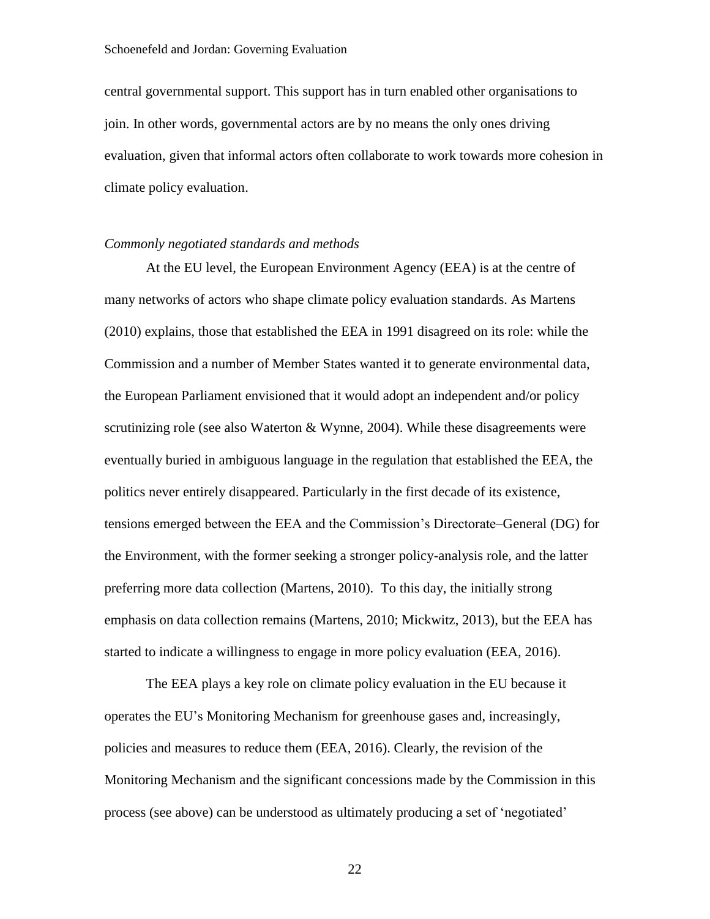central governmental support. This support has in turn enabled other organisations to join. In other words, governmental actors are by no means the only ones driving evaluation, given that informal actors often collaborate to work towards more cohesion in climate policy evaluation.

*Commonly negotiated standards and methods*

At the EU level, the European Environment Agency (EEA) is at the centre of many networks of actors who shape climate policy evaluation standards. As Martens (2010) explains, those that established the EEA in 1991 disagreed on its role: while the Commission and a number of Member States wanted it to generate environmental data, the European Parliament envisioned that it would adopt an independent and/or policy scrutinizing role (see also Waterton & Wynne, 2004). While these disagreements were eventually buried in ambiguous language in the regulation that established the EEA, the politics never entirely disappeared. Particularly in the first decade of its existence, tensions emerged between the EEA and the Commission's Directorate–General (DG) for the Environment, with the former seeking a stronger policy-analysis role, and the latter preferring more data collection (Martens, 2010). To this day, the initially strong emphasis on data collection remains (Martens, 2010; Mickwitz, 2013), but the EEA has started to indicate a willingness to engage in more policy evaluation (EEA, 2016).

The EEA plays a key role on climate policy evaluation in the EU because it operates the EU's Monitoring Mechanism for greenhouse gases and, increasingly, policies and measures to reduce them (EEA, 2016). Clearly, the revision of the Monitoring Mechanism and the significant concessions made by the Commission in this process (see above) can be understood as ultimately producing a set of 'negotiated'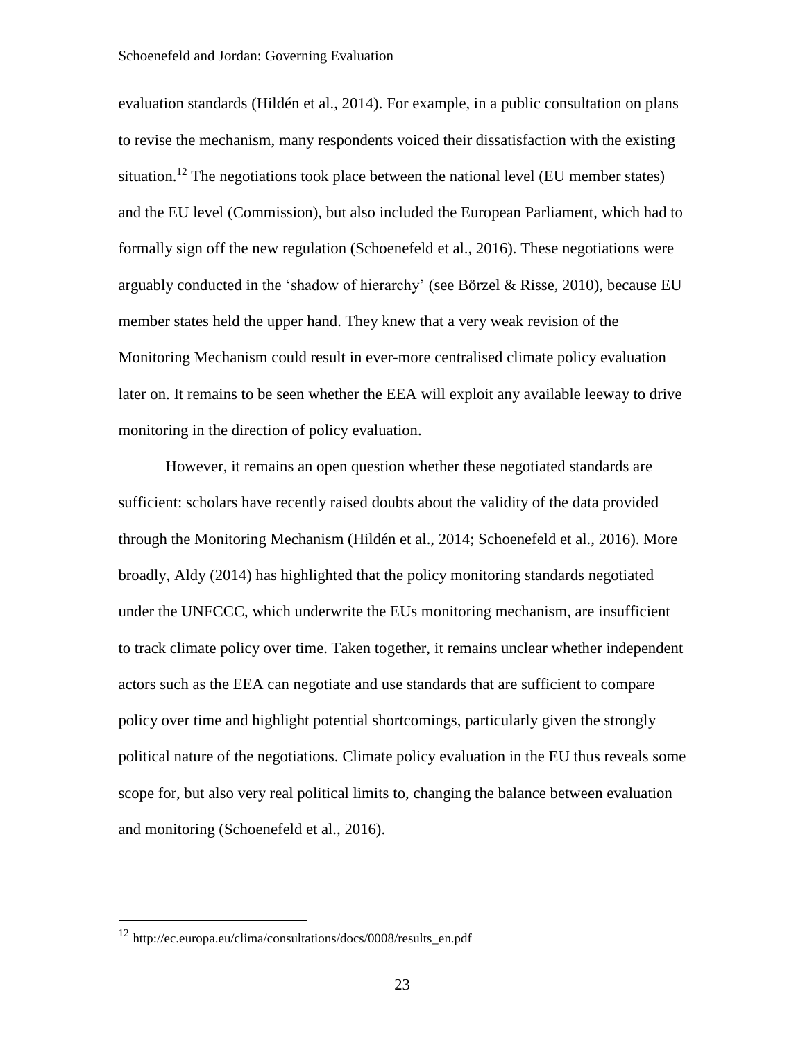evaluation standards (Hildén et al., 2014). For example, in a public consultation on plans to revise the mechanism, many respondents voiced their dissatisfaction with the existing situation.[12] The negotiations took place between the national level (EU member states) and the EU level (Commission), but also included the European Parliament, which had to formally sign off the new regulation (Schoenefeld et al., 2016). These negotiations were arguably conducted in the 'shadow of hierarchy' (see Börzel & Risse, 2010), because EU member states held the upper hand. They knew that a very weak revision of the Monitoring Mechanism could result in ever-more centralised climate policy evaluation later on. It remains to be seen whether the EEA will exploit any available leeway to drive monitoring in the direction of policy evaluation.

However, it remains an open question whether these negotiated standards are sufficient: scholars have recently raised doubts about the validity of the data provided through the Monitoring Mechanism (Hildén et al., 2014; Schoenefeld et al., 2016). More broadly, Aldy (2014) has highlighted that the policy monitoring standards negotiated under the UNFCCC, which underwrite the EUs monitoring mechanism, are insufficient to track climate policy over time. Taken together, it remains unclear whether independent actors such as the EEA can negotiate and use standards that are sufficient to compare policy over time and highlight potential shortcomings, particularly given the strongly political nature of the negotiations. Climate policy evaluation in the EU thus reveals some scope for, but also very real political limits to, changing the balance between evaluation and monitoring (Schoenefeld et al., 2016).

---

[12] http://ec.europa.eu/clima/consultations/docs/0008/results_en.pdf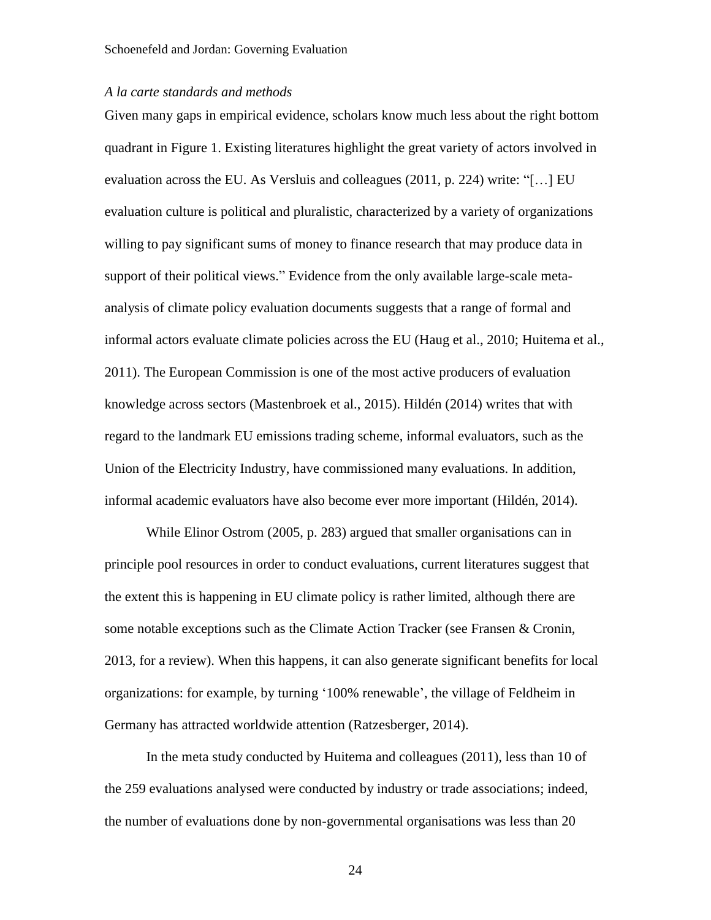*A la carte standards and methods*

Given many gaps in empirical evidence, scholars know much less about the right bottom quadrant in Figure 1. Existing literatures highlight the great variety of actors involved in evaluation across the EU. As Versluis and colleagues (2011, p. 224) write: "[…] EU evaluation culture is political and pluralistic, characterized by a variety of organizations willing to pay significant sums of money to finance research that may produce data in support of their political views." Evidence from the only available large-scale meta-analysis of climate policy evaluation documents suggests that a range of formal and informal actors evaluate climate policies across the EU (Haug et al., 2010; Huitema et al., 2011). The European Commission is one of the most active producers of evaluation knowledge across sectors (Mastenbroek et al., 2015). Hildén (2014) writes that with regard to the landmark EU emissions trading scheme, informal evaluators, such as the Union of the Electricity Industry, have commissioned many evaluations. In addition, informal academic evaluators have also become ever more important (Hildén, 2014).

While Elinor Ostrom (2005, p. 283) argued that smaller organisations can in principle pool resources in order to conduct evaluations, current literatures suggest that the extent this is happening in EU climate policy is rather limited, although there are some notable exceptions such as the Climate Action Tracker (see Fransen & Cronin, 2013, for a review). When this happens, it can also generate significant benefits for local organizations: for example, by turning '100% renewable', the village of Feldheim in Germany has attracted worldwide attention (Ratzesberger, 2014).

In the meta study conducted by Huitema and colleagues (2011), less than 10 of the 259 evaluations analysed were conducted by industry or trade associations; indeed, the number of evaluations done by non-governmental organisations was less than 20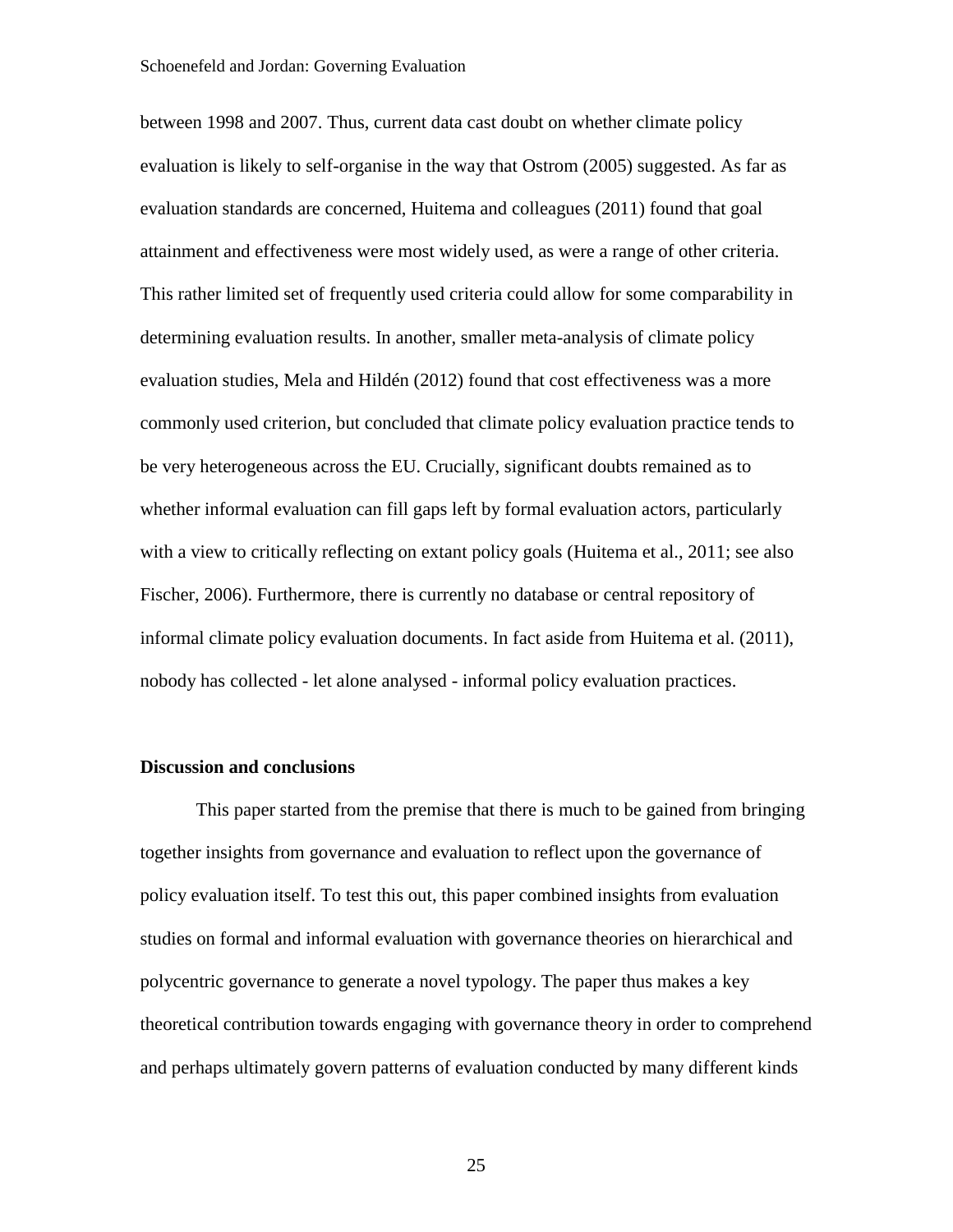between 1998 and 2007. Thus, current data cast doubt on whether climate policy evaluation is likely to self-organise in the way that Ostrom (2005) suggested. As far as evaluation standards are concerned, Huitema and colleagues (2011) found that goal attainment and effectiveness were most widely used, as were a range of other criteria. This rather limited set of frequently used criteria could allow for some comparability in determining evaluation results. In another, smaller meta-analysis of climate policy evaluation studies, Mela and Hildén (2012) found that cost effectiveness was a more commonly used criterion, but concluded that climate policy evaluation practice tends to be very heterogeneous across the EU. Crucially, significant doubts remained as to whether informal evaluation can fill gaps left by formal evaluation actors, particularly with a view to critically reflecting on extant policy goals (Huitema et al., 2011; see also Fischer, 2006). Furthermore, there is currently no database or central repository of informal climate policy evaluation documents. In fact aside from Huitema et al. (2011), nobody has collected - let alone analysed - informal policy evaluation practices.

**Discussion and conclusions**

This paper started from the premise that there is much to be gained from bringing together insights from governance and evaluation to reflect upon the governance of policy evaluation itself. To test this out, this paper combined insights from evaluation studies on formal and informal evaluation with governance theories on hierarchical and polycentric governance to generate a novel typology. The paper thus makes a key theoretical contribution towards engaging with governance theory in order to comprehend and perhaps ultimately govern patterns of evaluation conducted by many different kinds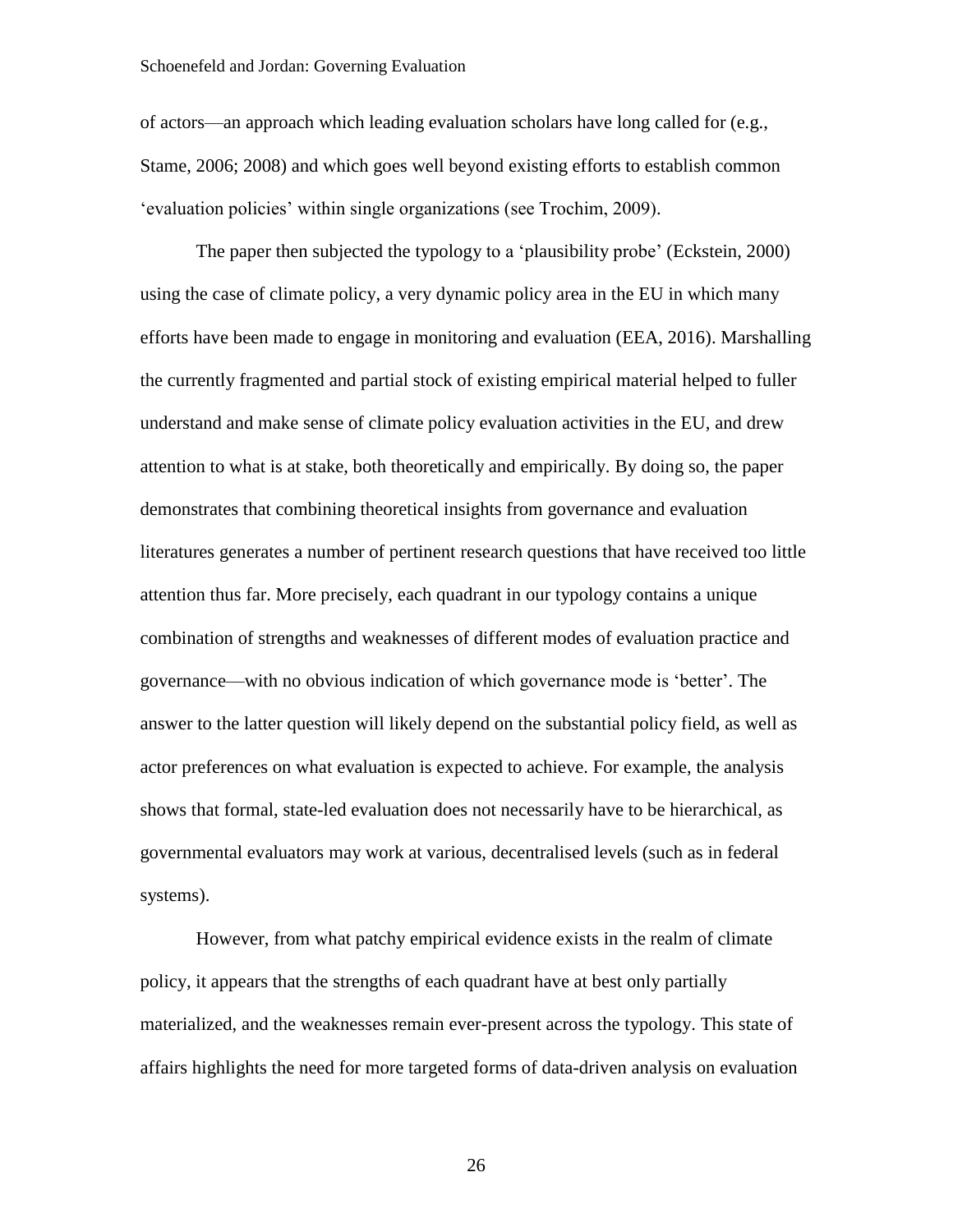of actors—an approach which leading evaluation scholars have long called for (e.g., Stame, 2006; 2008) and which goes well beyond existing efforts to establish common 'evaluation policies' within single organizations (see Trochim, 2009).

The paper then subjected the typology to a 'plausibility probe' (Eckstein, 2000) using the case of climate policy, a very dynamic policy area in the EU in which many efforts have been made to engage in monitoring and evaluation (EEA, 2016). Marshalling the currently fragmented and partial stock of existing empirical material helped to fuller understand and make sense of climate policy evaluation activities in the EU, and drew attention to what is at stake, both theoretically and empirically. By doing so, the paper demonstrates that combining theoretical insights from governance and evaluation literatures generates a number of pertinent research questions that have received too little attention thus far. More precisely, each quadrant in our typology contains a unique combination of strengths and weaknesses of different modes of evaluation practice and governance—with no obvious indication of which governance mode is 'better'. The answer to the latter question will likely depend on the substantial policy field, as well as actor preferences on what evaluation is expected to achieve. For example, the analysis shows that formal, state-led evaluation does not necessarily have to be hierarchical, as governmental evaluators may work at various, decentralised levels (such as in federal systems).

However, from what patchy empirical evidence exists in the realm of climate policy, it appears that the strengths of each quadrant have at best only partially materialized, and the weaknesses remain ever-present across the typology. This state of affairs highlights the need for more targeted forms of data-driven analysis on evaluation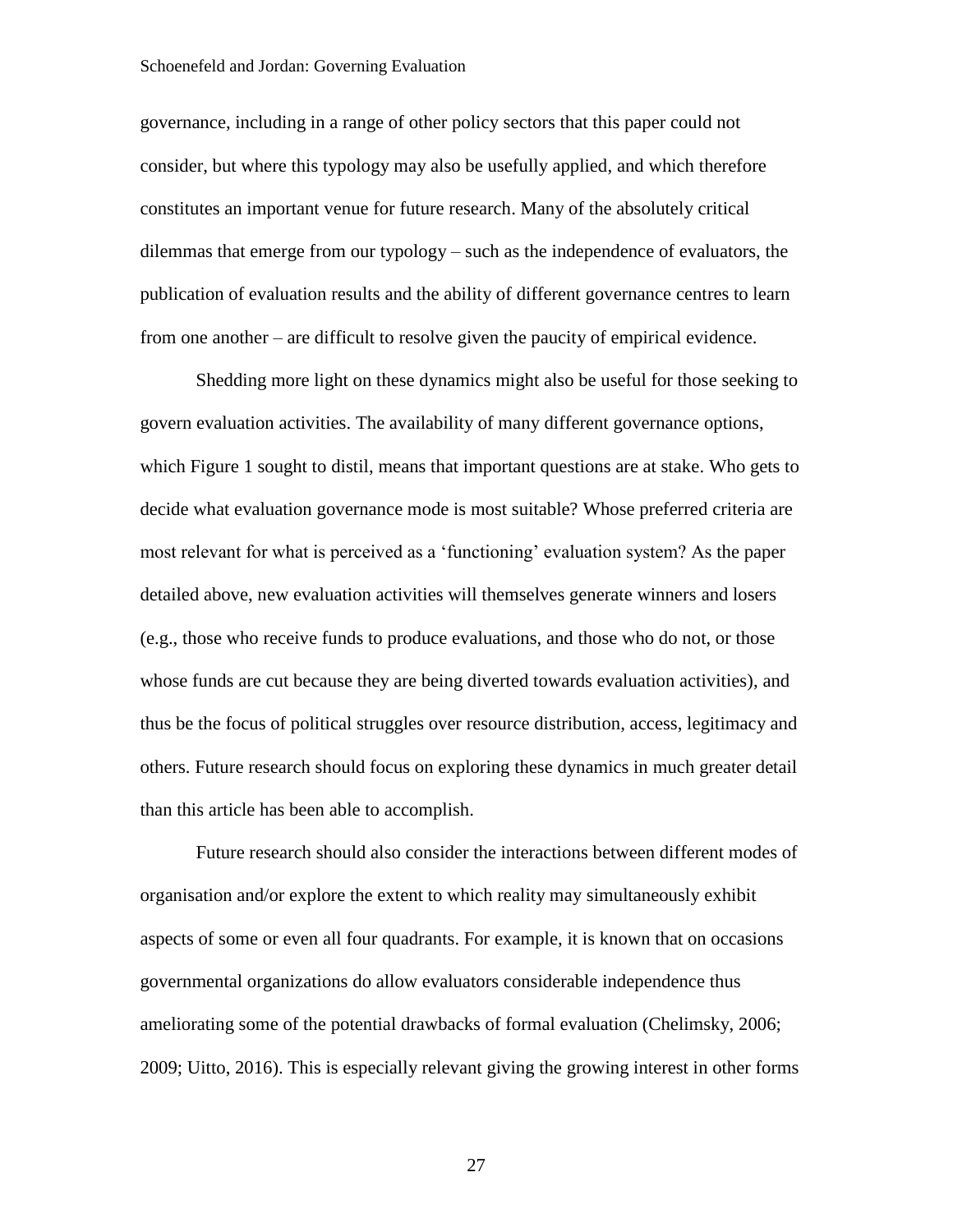governance, including in a range of other policy sectors that this paper could not consider, but where this typology may also be usefully applied, and which therefore constitutes an important venue for future research. Many of the absolutely critical dilemmas that emerge from our typology – such as the independence of evaluators, the publication of evaluation results and the ability of different governance centres to learn from one another – are difficult to resolve given the paucity of empirical evidence.

Shedding more light on these dynamics might also be useful for those seeking to govern evaluation activities. The availability of many different governance options, which Figure 1 sought to distil, means that important questions are at stake. Who gets to decide what evaluation governance mode is most suitable? Whose preferred criteria are most relevant for what is perceived as a 'functioning' evaluation system? As the paper detailed above, new evaluation activities will themselves generate winners and losers (e.g., those who receive funds to produce evaluations, and those who do not, or those whose funds are cut because they are being diverted towards evaluation activities), and thus be the focus of political struggles over resource distribution, access, legitimacy and others. Future research should focus on exploring these dynamics in much greater detail than this article has been able to accomplish.

Future research should also consider the interactions between different modes of organisation and/or explore the extent to which reality may simultaneously exhibit aspects of some or even all four quadrants. For example, it is known that on occasions governmental organizations do allow evaluators considerable independence thus ameliorating some of the potential drawbacks of formal evaluation (Chelimsky, 2006; 2009; Uitto, 2016). This is especially relevant giving the growing interest in other forms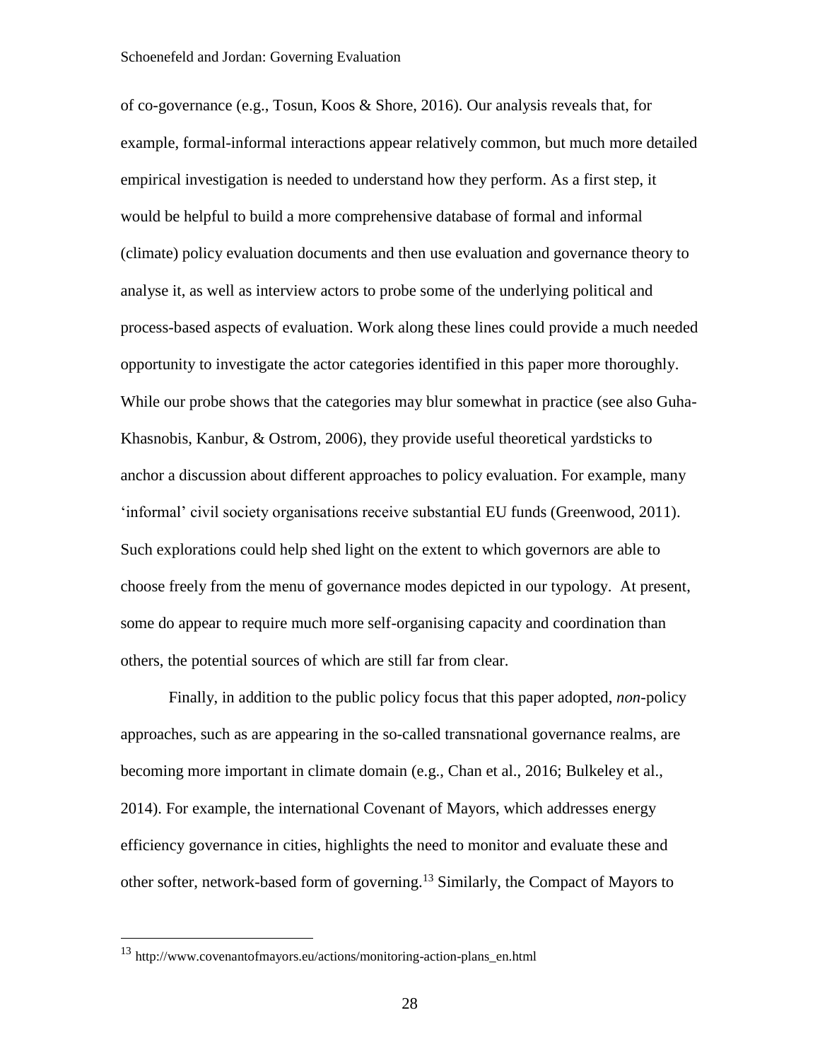of co-governance (e.g., Tosun, Koos & Shore, 2016). Our analysis reveals that, for example, formal-informal interactions appear relatively common, but much more detailed empirical investigation is needed to understand how they perform. As a first step, it would be helpful to build a more comprehensive database of formal and informal (climate) policy evaluation documents and then use evaluation and governance theory to analyse it, as well as interview actors to probe some of the underlying political and process-based aspects of evaluation. Work along these lines could provide a much needed opportunity to investigate the actor categories identified in this paper more thoroughly. While our probe shows that the categories may blur somewhat in practice (see also Guha-Khasnobis, Kanbur, & Ostrom, 2006), they provide useful theoretical yardsticks to anchor a discussion about different approaches to policy evaluation. For example, many 'informal' civil society organisations receive substantial EU funds (Greenwood, 2011). Such explorations could help shed light on the extent to which governors are able to choose freely from the menu of governance modes depicted in our typology. At present, some do appear to require much more self-organising capacity and coordination than others, the potential sources of which are still far from clear.

Finally, in addition to the public policy focus that this paper adopted, *non*-policy approaches, such as are appearing in the so-called transnational governance realms, are becoming more important in climate domain (e.g., Chan et al., 2016; Bulkeley et al., 2014). For example, the international Covenant of Mayors, which addresses energy efficiency governance in cities, highlights the need to monitor and evaluate these and other softer, network-based form of governing.[13] Similarly, the Compact of Mayors to

[13] http://www.covenantofmayors.eu/actions/monitoring-action-plans_en.html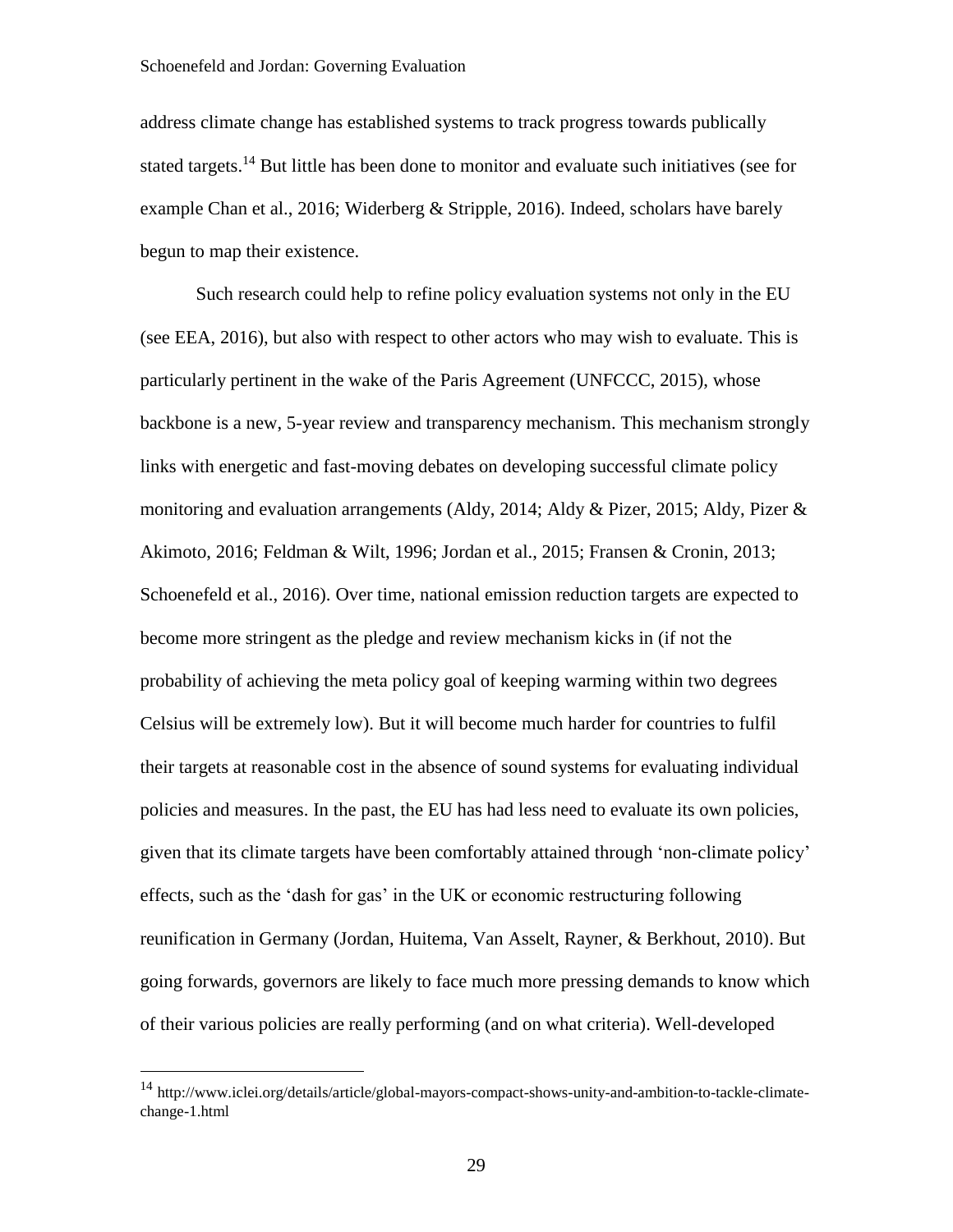address climate change has established systems to track progress towards publically stated targets.[14] But little has been done to monitor and evaluate such initiatives (see for example Chan et al., 2016; Widerberg & Stripple, 2016). Indeed, scholars have barely begun to map their existence.

Such research could help to refine policy evaluation systems not only in the EU (see EEA, 2016), but also with respect to other actors who may wish to evaluate. This is particularly pertinent in the wake of the Paris Agreement (UNFCCC, 2015), whose backbone is a new, 5-year review and transparency mechanism. This mechanism strongly links with energetic and fast-moving debates on developing successful climate policy monitoring and evaluation arrangements (Aldy, 2014; Aldy & Pizer, 2015; Aldy, Pizer & Akimoto, 2016; Feldman & Wilt, 1996; Jordan et al., 2015; Fransen & Cronin, 2013; Schoenefeld et al., 2016). Over time, national emission reduction targets are expected to become more stringent as the pledge and review mechanism kicks in (if not the probability of achieving the meta policy goal of keeping warming within two degrees Celsius will be extremely low). But it will become much harder for countries to fulfil their targets at reasonable cost in the absence of sound systems for evaluating individual policies and measures. In the past, the EU has had less need to evaluate its own policies, given that its climate targets have been comfortably attained through 'non-climate policy' effects, such as the 'dash for gas' in the UK or economic restructuring following reunification in Germany (Jordan, Huitema, Van Asselt, Rayner, & Berkhout, 2010). But going forwards, governors are likely to face much more pressing demands to know which of their various policies are really performing (and on what criteria). Well-developed

[14] http://www.iclei.org/details/article/global-mayors-compact-shows-unity-and-ambition-to-tackle-climate-change-1.html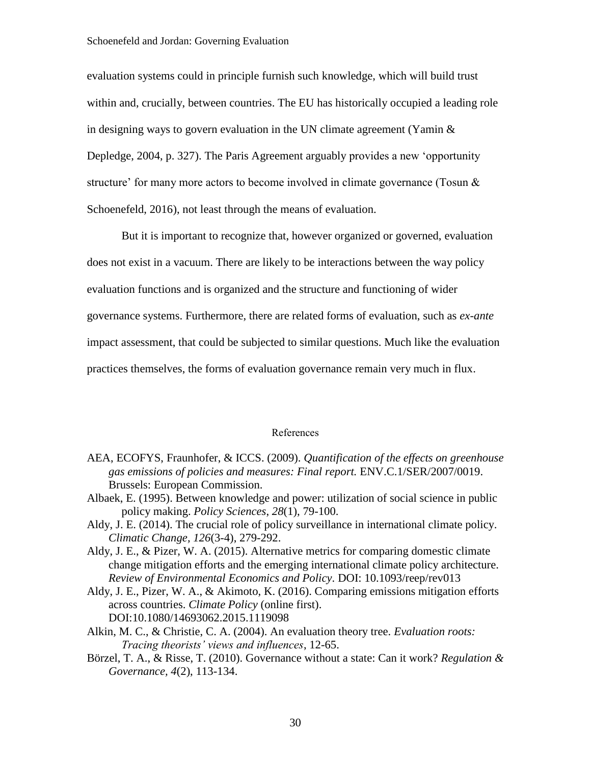evaluation systems could in principle furnish such knowledge, which will build trust within and, crucially, between countries. The EU has historically occupied a leading role in designing ways to govern evaluation in the UN climate agreement (Yamin & Depledge, 2004, p. 327). The Paris Agreement arguably provides a new 'opportunity structure' for many more actors to become involved in climate governance (Tosun & Schoenefeld, 2016), not least through the means of evaluation.

But it is important to recognize that, however organized or governed, evaluation does not exist in a vacuum. There are likely to be interactions between the way policy evaluation functions and is organized and the structure and functioning of wider governance systems. Furthermore, there are related forms of evaluation, such as *ex-ante* impact assessment, that could be subjected to similar questions. Much like the evaluation practices themselves, the forms of evaluation governance remain very much in flux.

## References

AEA, ECOFYS, Fraunhofer, & ICCS. (2009). *Quantification of the effects on greenhouse gas emissions of policies and measures: Final report.* ENV.C.1/SER/2007/0019. Brussels: European Commission.

Albaek, E. (1995). Between knowledge and power: utilization of social science in public policy making. *Policy Sciences*, *28*(1), 79-100.

Aldy, J. E. (2014). The crucial role of policy surveillance in international climate policy. *Climatic Change, 126*(3-4), 279-292.

Aldy, J. E., & Pizer, W. A. (2015). Alternative metrics for comparing domestic climate change mitigation efforts and the emerging international climate policy architecture. *Review of Environmental Economics and Policy*. DOI: 10.1093/reep/rev013

Aldy, J. E., Pizer, W. A., & Akimoto, K. (2016). Comparing emissions mitigation efforts across countries. *Climate Policy* (online first). DOI:10.1080/14693062.2015.1119098

Alkin, M. C., & Christie, C. A. (2004). An evaluation theory tree. *Evaluation roots: Tracing theorists' views and influences*, 12-65.

Börzel, T. A., & Risse, T. (2010). Governance without a state: Can it work? *Regulation & Governance*, *4*(2), 113-134.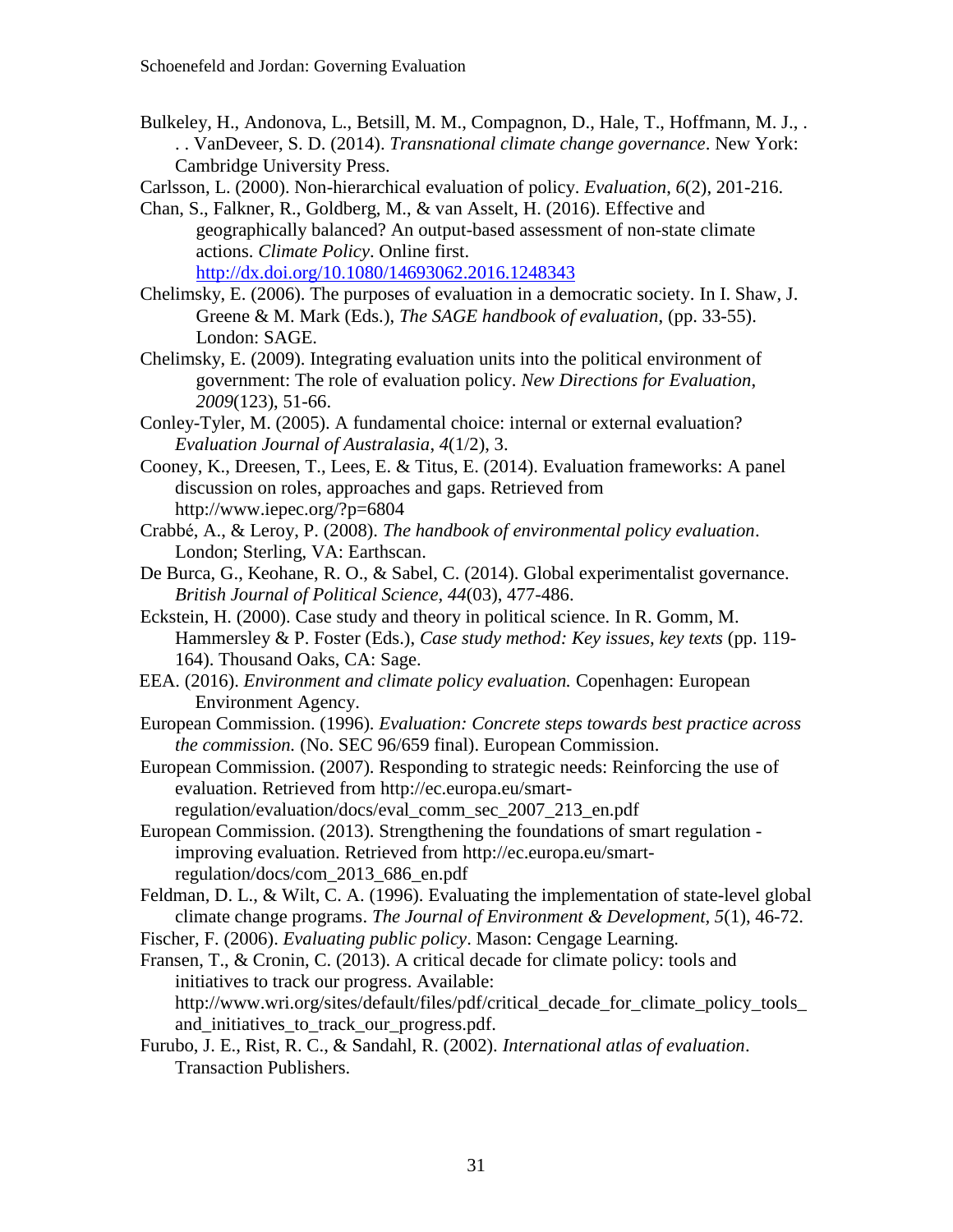Bulkeley, H., Andonova, L., Betsill, M. M., Compagnon, D., Hale, T., Hoffmann, M. J., . . . VanDeveer, S. D. (2014). *Transnational climate change governance*. New York: Cambridge University Press.

Carlsson, L. (2000). Non-hierarchical evaluation of policy. *Evaluation*, *6*(2), 201-216.

Chan, S., Falkner, R., Goldberg, M., & van Asselt, H. (2016). Effective and geographically balanced? An output-based assessment of non-state climate actions. *Climate Policy*. Online first. http://dx.doi.org/10.1080/14693062.2016.1248343

Chelimsky, E. (2006). The purposes of evaluation in a democratic society. In I. Shaw, J. Greene & M. Mark (Eds.), *The SAGE handbook of evaluation*, (pp. 33-55). London: SAGE.

Chelimsky, E. (2009). Integrating evaluation units into the political environment of government: The role of evaluation policy. *New Directions for Evaluation*, *2009*(123), 51-66.

Conley-Tyler, M. (2005). A fundamental choice: internal or external evaluation? *Evaluation Journal of Australasia*, *4*(1/2), 3.

Cooney, K., Dreesen, T., Lees, E. & Titus, E. (2014). Evaluation frameworks: A panel discussion on roles, approaches and gaps. Retrieved from http://www.iepec.org/?p=6804

Crabbé, A., & Leroy, P. (2008). *The handbook of environmental policy evaluation*. London; Sterling, VA: Earthscan.

De Burca, G., Keohane, R. O., & Sabel, C. (2014). Global experimentalist governance. *British Journal of Political Science, 44*(03), 477-486.

Eckstein, H. (2000). Case study and theory in political science. In R. Gomm, M. Hammersley & P. Foster (Eds.), *Case study method: Key issues, key texts* (pp. 119-164). Thousand Oaks, CA: Sage.

EEA. (2016). *Environment and climate policy evaluation.* Copenhagen: European Environment Agency.

European Commission. (1996). *Evaluation: Concrete steps towards best practice across the commission.* (No. SEC 96/659 final). European Commission.

European Commission. (2007). Responding to strategic needs: Reinforcing the use of evaluation. Retrieved from http://ec.europa.eu/smart-regulation/evaluation/docs/eval_comm_sec_2007_213_en.pdf

European Commission. (2013). Strengthening the foundations of smart regulation - improving evaluation. Retrieved from http://ec.europa.eu/smart-regulation/docs/com_2013_686_en.pdf

Feldman, D. L., & Wilt, C. A. (1996). Evaluating the implementation of state-level global climate change programs. *The Journal of Environment & Development, 5*(1), 46-72.

Fischer, F. (2006). *Evaluating public policy*. Mason: Cengage Learning.

Fransen, T., & Cronin, C. (2013). A critical decade for climate policy: tools and initiatives to track our progress. Available: http://www.wri.org/sites/default/files/pdf/critical_decade_for_climate_policy_tools_and_initiatives_to_track_our_progress.pdf.

Furubo, J. E., Rist, R. C., & Sandahl, R. (2002). *International atlas of evaluation*. Transaction Publishers.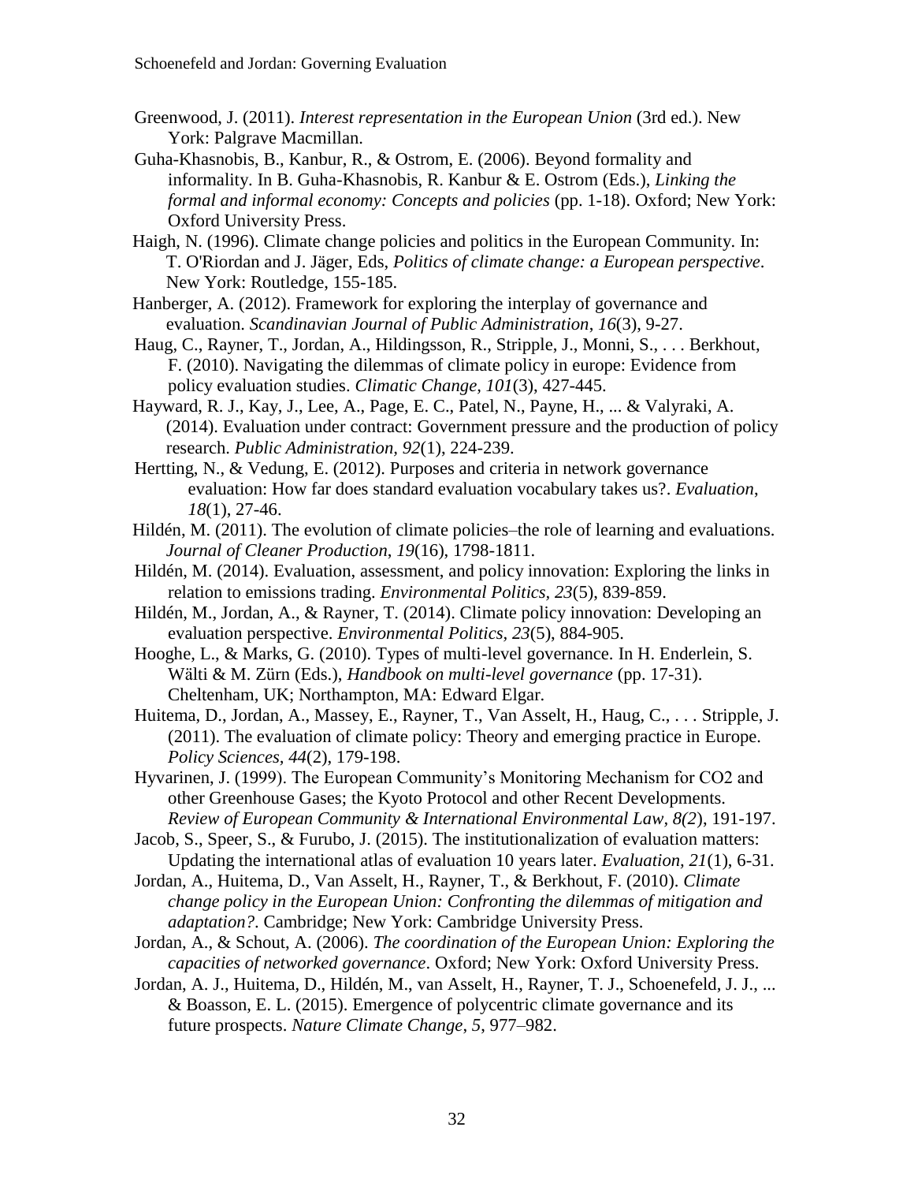Greenwood, J. (2011). *Interest representation in the European Union* (3rd ed.). New York: Palgrave Macmillan.

Guha-Khasnobis, B., Kanbur, R., & Ostrom, E. (2006). Beyond formality and informality. In B. Guha-Khasnobis, R. Kanbur & E. Ostrom (Eds.), *Linking the formal and informal economy: Concepts and policies* (pp. 1-18). Oxford; New York: Oxford University Press.

Haigh, N. (1996). Climate change policies and politics in the European Community. In: T. O'Riordan and J. Jäger, Eds, *Politics of climate change: a European perspective*. New York: Routledge, 155-185.

Hanberger, A. (2012). Framework for exploring the interplay of governance and evaluation. *Scandinavian Journal of Public Administration*, *16*(3), 9-27.

Haug, C., Rayner, T., Jordan, A., Hildingsson, R., Stripple, J., Monni, S., . . . Berkhout, F. (2010). Navigating the dilemmas of climate policy in europe: Evidence from policy evaluation studies. *Climatic Change, 101*(3), 427-445.

Hayward, R. J., Kay, J., Lee, A., Page, E. C., Patel, N., Payne, H., ... & Valyraki, A. (2014). Evaluation under contract: Government pressure and the production of policy research. *Public Administration*, *92*(1), 224-239.

Hertting, N., & Vedung, E. (2012). Purposes and criteria in network governance evaluation: How far does standard evaluation vocabulary takes us?. *Evaluation*, *18*(1), 27-46.

Hildén, M. (2011). The evolution of climate policies–the role of learning and evaluations. *Journal of Cleaner Production*, *19*(16), 1798-1811.

Hildén, M. (2014). Evaluation, assessment, and policy innovation: Exploring the links in relation to emissions trading. *Environmental Politics, 23*(5), 839-859.

Hildén, M., Jordan, A., & Rayner, T. (2014). Climate policy innovation: Developing an evaluation perspective. *Environmental Politics, 23*(5), 884-905.

Hooghe, L., & Marks, G. (2010). Types of multi-level governance. In H. Enderlein, S. Wälti & M. Zürn (Eds.), *Handbook on multi-level governance* (pp. 17-31). Cheltenham, UK; Northampton, MA: Edward Elgar.

Huitema, D., Jordan, A., Massey, E., Rayner, T., Van Asselt, H., Haug, C., . . . Stripple, J. (2011). The evaluation of climate policy: Theory and emerging practice in Europe. *Policy Sciences, 44*(2), 179-198.

Hyvarinen, J. (1999). The European Community's Monitoring Mechanism for CO2 and other Greenhouse Gases; the Kyoto Protocol and other Recent Developments. *Review of European Community & International Environmental Law*, *8(2*), 191-197.

Jacob, S., Speer, S., & Furubo, J. (2015). The institutionalization of evaluation matters: Updating the international atlas of evaluation 10 years later. *Evaluation, 21*(1), 6-31.

Jordan, A., Huitema, D., Van Asselt, H., Rayner, T., & Berkhout, F. (2010). *Climate change policy in the European Union: Confronting the dilemmas of mitigation and adaptation?.* Cambridge; New York: Cambridge University Press.

Jordan, A., & Schout, A. (2006). *The coordination of the European Union: Exploring the capacities of networked governance*. Oxford; New York: Oxford University Press.

Jordan, A. J., Huitema, D., Hildén, M., van Asselt, H., Rayner, T. J., Schoenefeld, J. J., ... & Boasson, E. L. (2015). Emergence of polycentric climate governance and its future prospects. *Nature Climate Change, 5*, 977–982.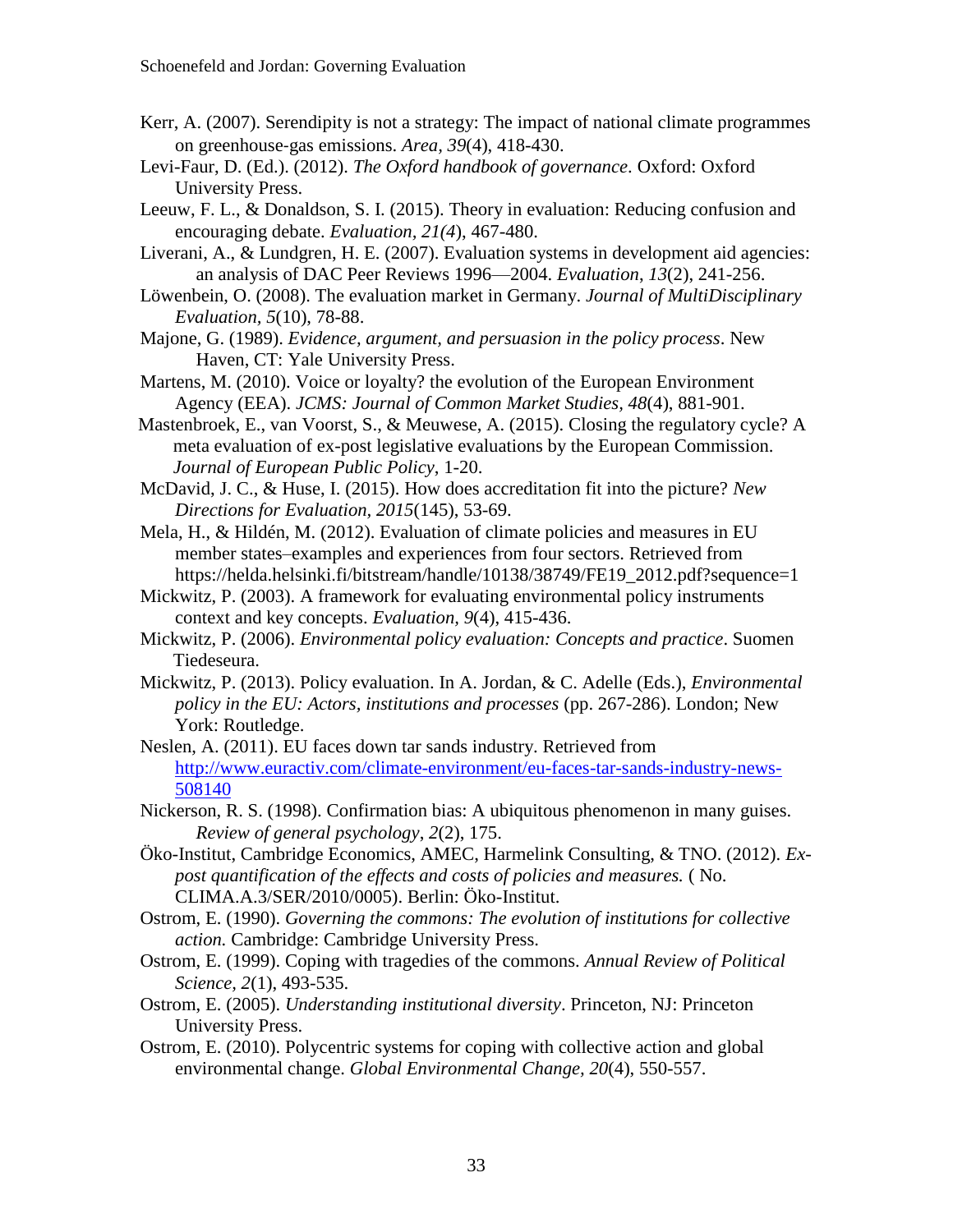Kerr, A. (2007). Serendipity is not a strategy: The impact of national climate programmes on greenhouse-gas emissions. *Area, 39*(4), 418-430.

Levi-Faur, D. (Ed.). (2012). *The Oxford handbook of governance*. Oxford: Oxford University Press.

Leeuw, F. L., & Donaldson, S. I. (2015). Theory in evaluation: Reducing confusion and encouraging debate. *Evaluation, 21(4*), 467-480.

Liverani, A., & Lundgren, H. E. (2007). Evaluation systems in development aid agencies: an analysis of DAC Peer Reviews 1996—2004. *Evaluation*, *13*(2), 241-256.

Löwenbein, O. (2008). The evaluation market in Germany. *Journal of MultiDisciplinary Evaluation, 5*(10), 78-88.

Majone, G. (1989). *Evidence, argument, and persuasion in the policy process*. New Haven, CT: Yale University Press.

Martens, M. (2010). Voice or loyalty? the evolution of the European Environment Agency (EEA). *JCMS: Journal of Common Market Studies, 48*(4), 881-901.

Mastenbroek, E., van Voorst, S., & Meuwese, A. (2015). Closing the regulatory cycle? A meta evaluation of ex-post legislative evaluations by the European Commission. *Journal of European Public Policy*, 1-20.

McDavid, J. C., & Huse, I. (2015). How does accreditation fit into the picture? *New Directions for Evaluation, 2015*(145), 53-69.

Mela, H., & Hildén, M. (2012). Evaluation of climate policies and measures in EU member states–examples and experiences from four sectors. Retrieved from https://helda.helsinki.fi/bitstream/handle/10138/38749/FE19_2012.pdf?sequence=1

Mickwitz, P. (2003). A framework for evaluating environmental policy instruments context and key concepts. *Evaluation, 9*(4), 415-436.

Mickwitz, P. (2006). *Environmental policy evaluation: Concepts and practice*. Suomen Tiedeseura.

Mickwitz, P. (2013). Policy evaluation. In A. Jordan, & C. Adelle (Eds.), *Environmental policy in the EU: Actors, institutions and processes* (pp. 267-286). London; New York: Routledge.

Neslen, A. (2011). EU faces down tar sands industry. Retrieved from http://www.euractiv.com/climate-environment/eu-faces-tar-sands-industry-news-508140

Nickerson, R. S. (1998). Confirmation bias: A ubiquitous phenomenon in many guises. *Review of general psychology*, *2*(2), 175.

Öko-Institut, Cambridge Economics, AMEC, Harmelink Consulting, & TNO. (2012). *Ex-post quantification of the effects and costs of policies and measures.* ( No. CLIMA.A.3/SER/2010/0005). Berlin: Öko-Institut.

Ostrom, E. (1990). *Governing the commons: The evolution of institutions for collective action.* Cambridge: Cambridge University Press.

Ostrom, E. (1999). Coping with tragedies of the commons. *Annual Review of Political Science*, *2*(1), 493-535.

Ostrom, E. (2005). *Understanding institutional diversity*. Princeton, NJ: Princeton University Press.

Ostrom, E. (2010). Polycentric systems for coping with collective action and global environmental change. *Global Environmental Change, 20*(4), 550-557.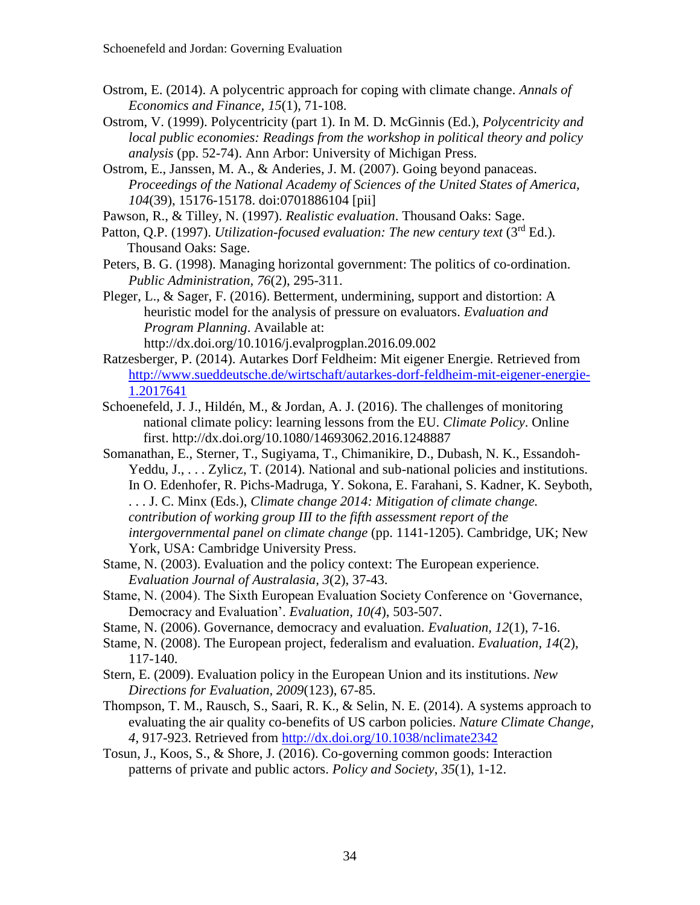Ostrom, E. (2014). A polycentric approach for coping with climate change. *Annals of Economics and Finance, 15*(1), 71-108.

Ostrom, V. (1999). Polycentricity (part 1). In M. D. McGinnis (Ed.), *Polycentricity and local public economies: Readings from the workshop in political theory and policy analysis* (pp. 52-74). Ann Arbor: University of Michigan Press.

Ostrom, E., Janssen, M. A., & Anderies, J. M. (2007). Going beyond panaceas. *Proceedings of the National Academy of Sciences of the United States of America, 104*(39), 15176-15178. doi:0701886104 [pii]

Pawson, R., & Tilley, N. (1997). *Realistic evaluation*. Thousand Oaks: Sage.

Patton, Q.P. (1997). *Utilization-focused evaluation: The new century text* (3rd Ed.). Thousand Oaks: Sage.

Peters, B. G. (1998). Managing horizontal government: The politics of co-ordination. *Public Administration, 76*(2), 295-311.

Pleger, L., & Sager, F. (2016). Betterment, undermining, support and distortion: A heuristic model for the analysis of pressure on evaluators. *Evaluation and Program Planning*. Available at: http://dx.doi.org/10.1016/j.evalprogplan.2016.09.002

Ratzesberger, P. (2014). Autarkes Dorf Feldheim: Mit eigener Energie. Retrieved from http://www.sueddeutsche.de/wirtschaft/autarkes-dorf-feldheim-mit-eigener-energie-1.2017641

Schoenefeld, J. J., Hildén, M., & Jordan, A. J. (2016). The challenges of monitoring national climate policy: learning lessons from the EU. *Climate Policy*. Online first. http://dx.doi.org/10.1080/14693062.2016.1248887

Somanathan, E., Sterner, T., Sugiyama, T., Chimanikire, D., Dubash, N. K., Essandoh-Yeddu, J., . . . Zylicz, T. (2014). National and sub-national policies and institutions. In O. Edenhofer, R. Pichs-Madruga, Y. Sokona, E. Farahani, S. Kadner, K. Seyboth, . . . J. C. Minx (Eds.), *Climate change 2014: Mitigation of climate change. contribution of working group III to the fifth assessment report of the intergovernmental panel on climate change* (pp. 1141-1205). Cambridge, UK; New York, USA: Cambridge University Press.

Stame, N. (2003). Evaluation and the policy context: The European experience. *Evaluation Journal of Australasia, 3*(2), 37-43.

Stame, N. (2004). The Sixth European Evaluation Society Conference on 'Governance, Democracy and Evaluation'. *Evaluation, 10(4)*, 503-507.

Stame, N. (2006). Governance, democracy and evaluation. *Evaluation, 12*(1), 7-16.

Stame, N. (2008). The European project, federalism and evaluation. *Evaluation, 14*(2), 117-140.

Stern, E. (2009). Evaluation policy in the European Union and its institutions. *New Directions for Evaluation, 2009*(123), 67-85.

Thompson, T. M., Rausch, S., Saari, R. K., & Selin, N. E. (2014). A systems approach to evaluating the air quality co-benefits of US carbon policies. *Nature Climate Change, 4*, 917-923. Retrieved from http://dx.doi.org/10.1038/nclimate2342

Tosun, J., Koos, S., & Shore, J. (2016). Co-governing common goods: Interaction patterns of private and public actors. *Policy and Society*, *35*(1), 1-12.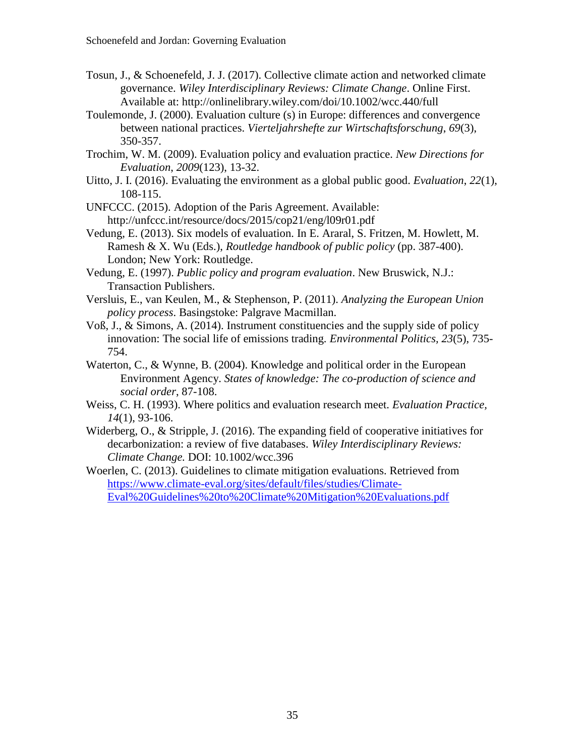Tosun, J., & Schoenefeld, J. J. (2017). Collective climate action and networked climate governance. *Wiley Interdisciplinary Reviews: Climate Change*. Online First. Available at: http://onlinelibrary.wiley.com/doi/10.1002/wcc.440/full

Toulemonde, J. (2000). Evaluation culture (s) in Europe: differences and convergence between national practices. *Vierteljahrshefte zur Wirtschaftsforschung*, *69*(3), 350-357.

Trochim, W. M. (2009). Evaluation policy and evaluation practice. *New Directions for Evaluation*, *2009*(123), 13-32.

Uitto, J. I. (2016). Evaluating the environment as a global public good. *Evaluation*, *22*(1), 108-115.

UNFCCC. (2015). Adoption of the Paris Agreement. Available: http://unfccc.int/resource/docs/2015/cop21/eng/l09r01.pdf

Vedung, E. (2013). Six models of evaluation. In E. Araral, S. Fritzen, M. Howlett, M. Ramesh & X. Wu (Eds.), *Routledge handbook of public policy* (pp. 387-400). London; New York: Routledge.

Vedung, E. (1997). *Public policy and program evaluation*. New Bruswick, N.J.: Transaction Publishers.

Versluis, E., van Keulen, M., & Stephenson, P. (2011). *Analyzing the European Union policy process*. Basingstoke: Palgrave Macmillan.

Voß, J., & Simons, A. (2014). Instrument constituencies and the supply side of policy innovation: The social life of emissions trading. *Environmental Politics*, *23*(5), 735-754.

Waterton, C., & Wynne, B. (2004). Knowledge and political order in the European Environment Agency. *States of knowledge: The co-production of science and social order*, 87-108.

Weiss, C. H. (1993). Where politics and evaluation research meet. *Evaluation Practice, 14*(1), 93-106.

Widerberg, O., & Stripple, J. (2016). The expanding field of cooperative initiatives for decarbonization: a review of five databases. *Wiley Interdisciplinary Reviews: Climate Change.* DOI: 10.1002/wcc.396

Woerlen, C. (2013). Guidelines to climate mitigation evaluations. Retrieved from https://www.climate-eval.org/sites/default/files/studies/Climate-Eval%20Guidelines%20to%20Climate%20Mitigation%20Evaluations.pdf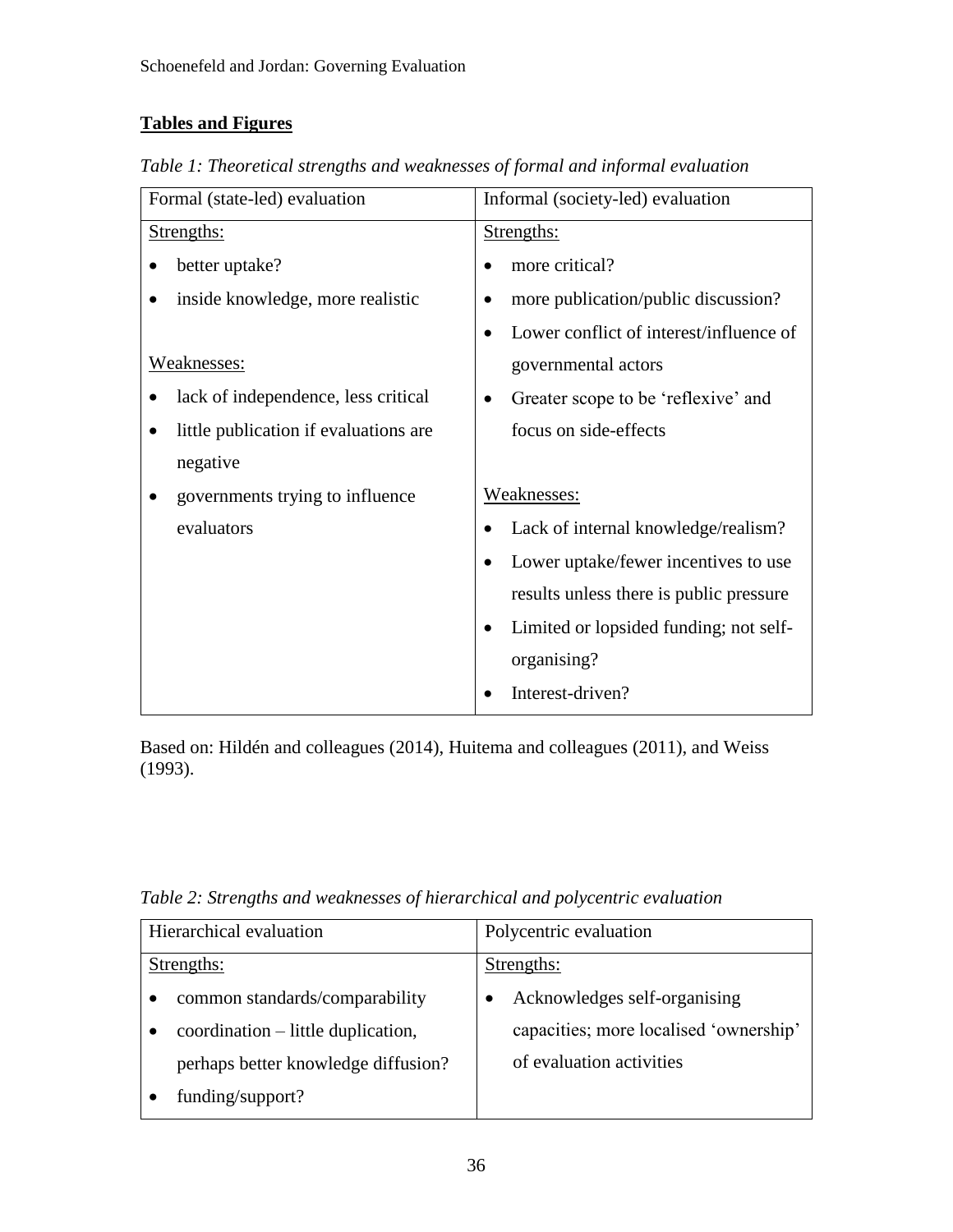**Tables and Figures**

*Table 1: Theoretical strengths and weaknesses of formal and informal evaluation*

| Formal (state-led) evaluation | Informal (society-led) evaluation |
|---|---|
| Strengths:<br>• better uptake?<br>• inside knowledge, more realistic<br><br>Weaknesses:<br>• lack of independence, less critical<br>• little publication if evaluations are negative<br>• governments trying to influence evaluators | Strengths:<br>• more critical?<br>• more publication/public discussion?<br>• Lower conflict of interest/influence of governmental actors<br>• Greater scope to be 'reflexive' and focus on side-effects<br><br>Weaknesses:<br>• Lack of internal knowledge/realism?<br>• Lower uptake/fewer incentives to use results unless there is public pressure<br>• Limited or lopsided funding; not self-organising?<br>• Interest-driven? |

Based on: Hildén and colleagues (2014), Huitema and colleagues (2011), and Weiss (1993).

*Table 2: Strengths and weaknesses of hierarchical and polycentric evaluation*

| Hierarchical evaluation | Polycentric evaluation |
|---|---|
| Strengths:<br>• common standards/comparability<br>• coordination – little duplication, perhaps better knowledge diffusion?<br>• funding/support? | Strengths:<br>• Acknowledges self-organising capacities; more localised 'ownership' of evaluation activities |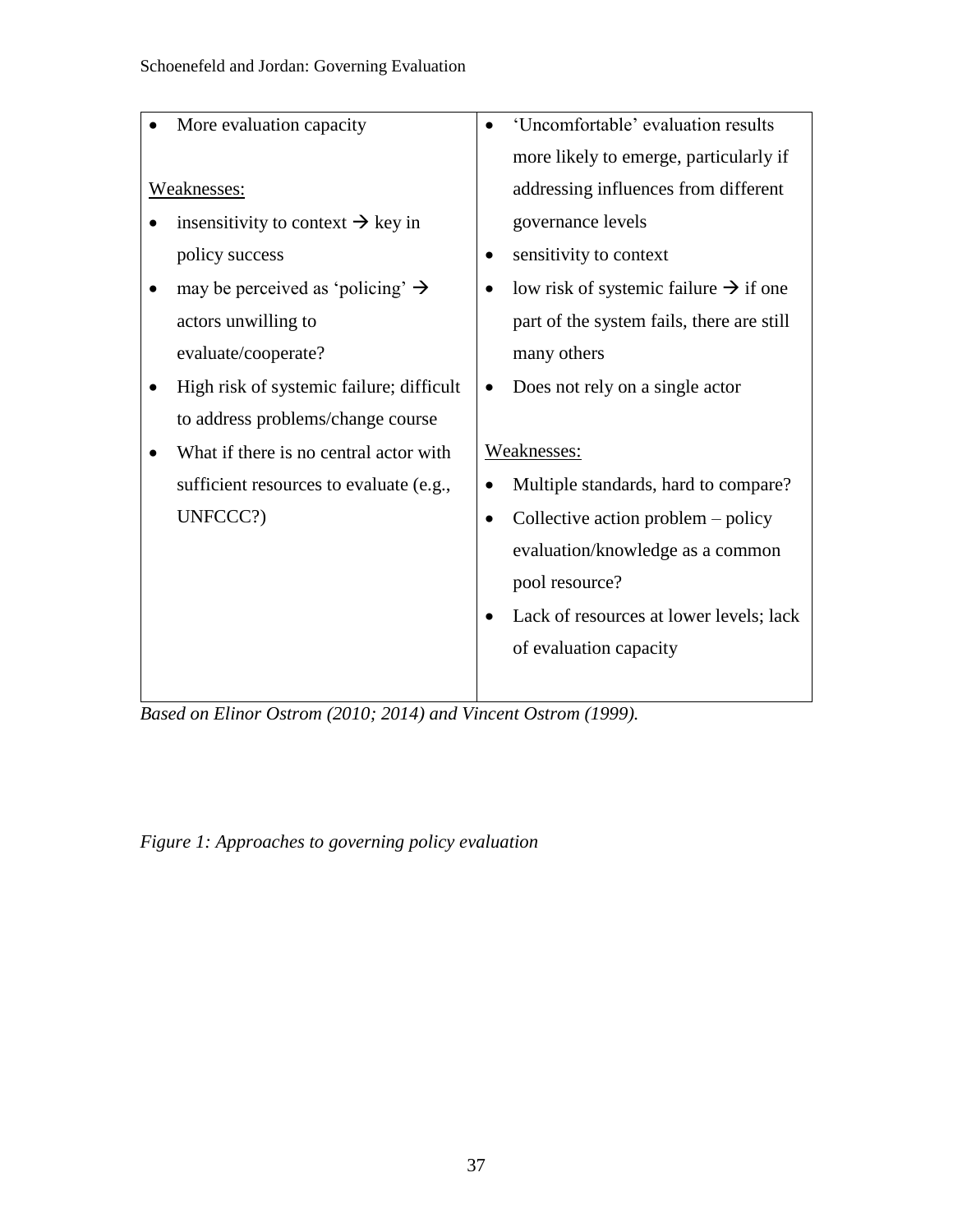| | |
|---|---|
| • More evaluation capacity<br><br><u>Weaknesses:</u><br>• insensitivity to context → key in policy success<br>• may be perceived as 'policing' → actors unwilling to evaluate/cooperate?<br>• High risk of systemic failure; difficult to address problems/change course<br>• What if there is no central actor with sufficient resources to evaluate (e.g., UNFCCC?) | • 'Uncomfortable' evaluation results more likely to emerge, particularly if addressing influences from different governance levels<br>• sensitivity to context<br>• low risk of systemic failure → if one part of the system fails, there are still many others<br>• Does not rely on a single actor<br><br><u>Weaknesses:</u><br>• Multiple standards, hard to compare?<br>• Collective action problem – policy evaluation/knowledge as a common pool resource?<br>• Lack of resources at lower levels; lack of evaluation capacity |

*Based on Elinor Ostrom (2010; 2014) and Vincent Ostrom (1999).*

*Figure 1: Approaches to governing policy evaluation*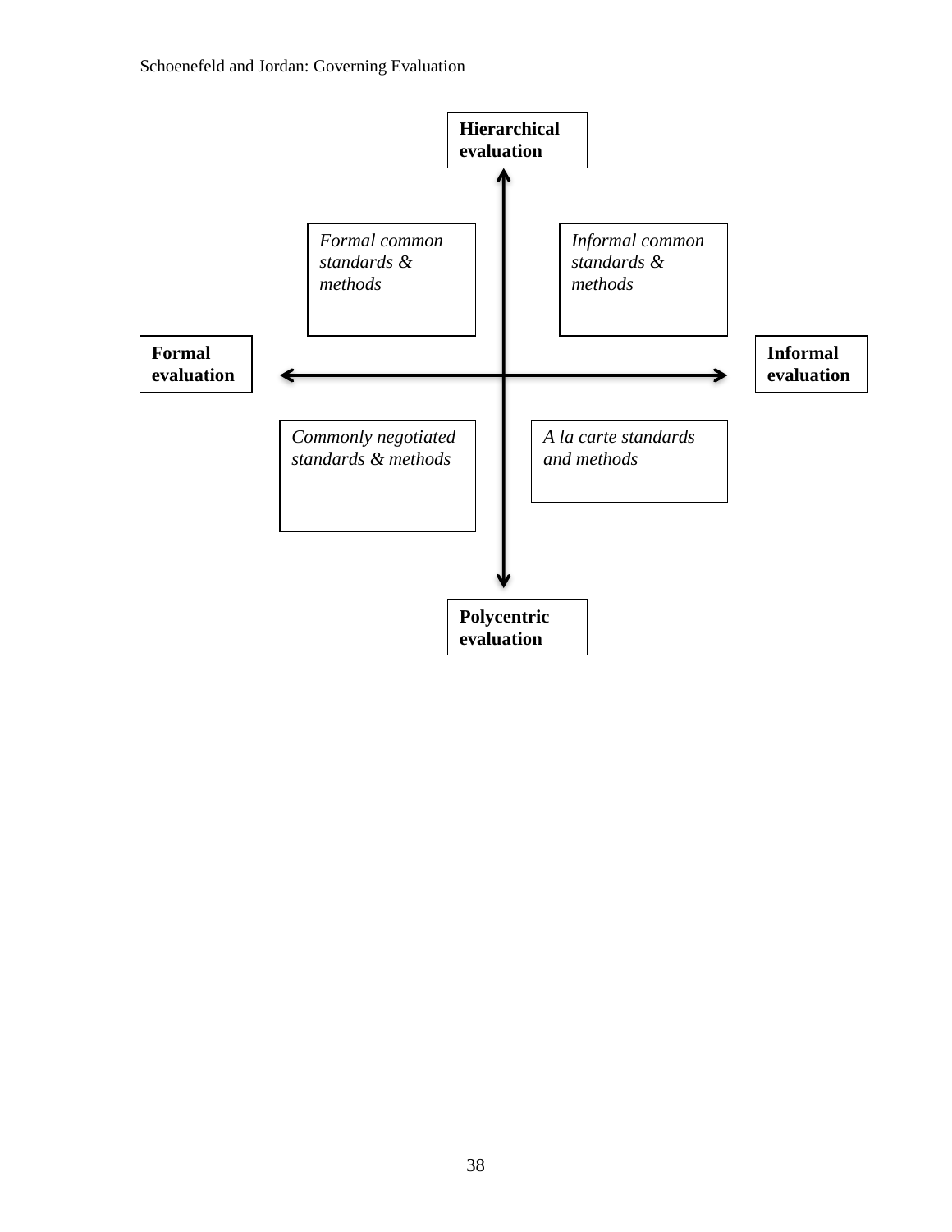**Hierarchical evaluation**

*Formal common standards & methods*

*Informal common standards & methods*

**Formal evaluation**

**Informal evaluation**

*Commonly negotiated standards & methods*

*A la carte standards and methods*

**Polycentric evaluation**